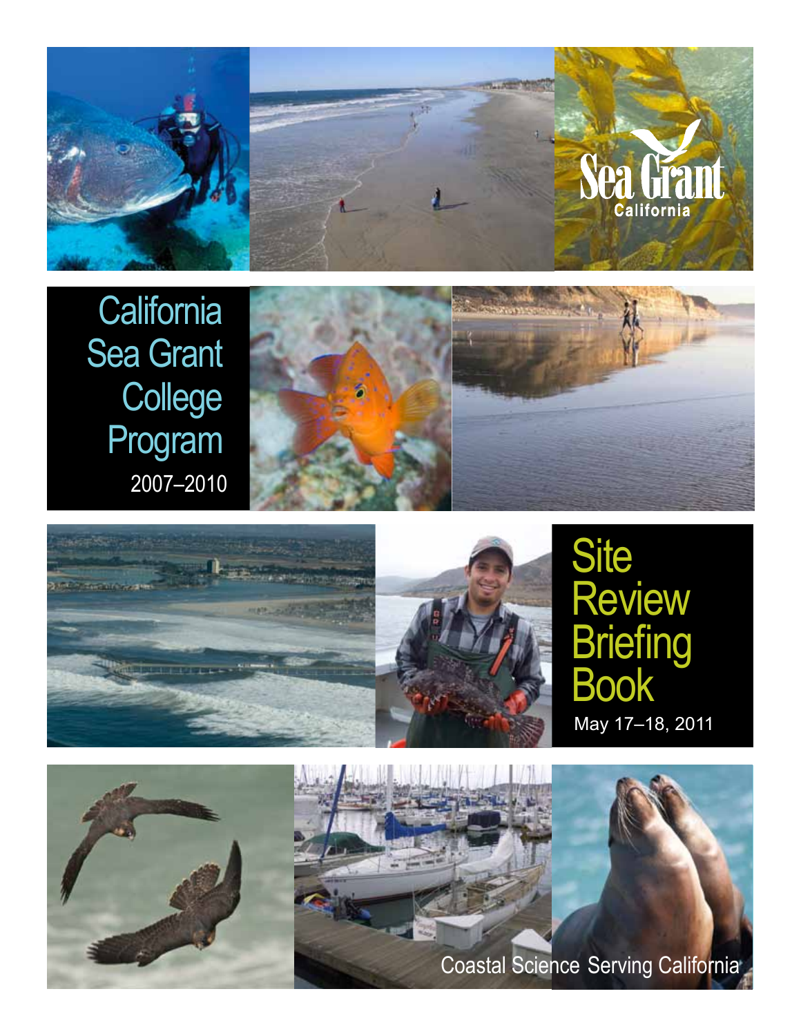Sea Grant California

# California Sea Grant College Program

2007–2010

# Site Review Briefing Book

May 17–18, 2011

Coastal Science Serving California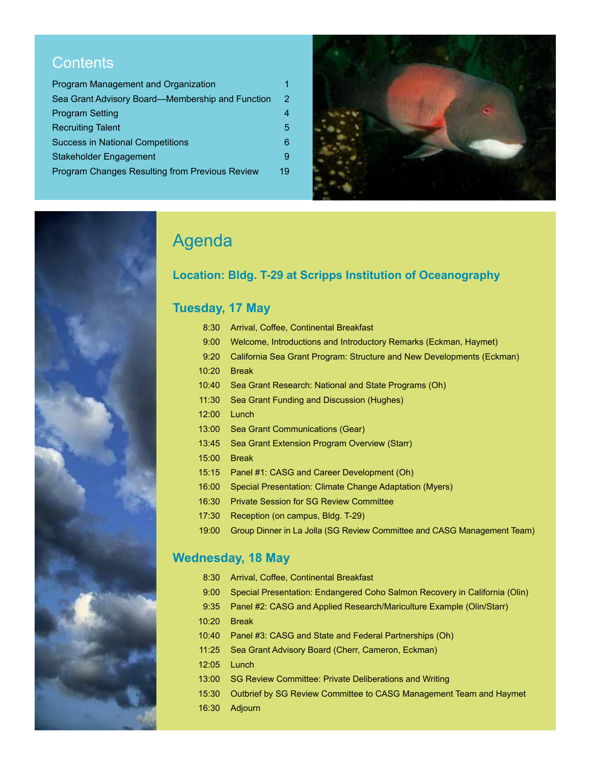## Contents

| | |
|---|---|
| Program Management and Organization | 1 |
| Sea Grant Advisory Board—Membership and Function | 2 |
| Program Setting | 4 |
| Recruiting Talent | 5 |
| Success in National Competitions | 6 |
| Stakeholder Engagement | 9 |
| Program Changes Resulting from Previous Review | 19 |

# Agenda

### Location: Bldg. T-29 at Scripps Institution of Oceanography

### Tuesday, 17 May

| | |
|---|---|
| 8:30 | Arrival, Coffee, Continental Breakfast |
| 9:00 | Welcome, Introductions and Introductory Remarks (Eckman, Haymet) |
| 9:20 | California Sea Grant Program: Structure and New Developments (Eckman) |
| 10:20 | Break |
| 10:40 | Sea Grant Research: National and State Programs (Oh) |
| 11:30 | Sea Grant Funding and Discussion (Hughes) |
| 12:00 | Lunch |
| 13:00 | Sea Grant Communications (Gear) |
| 13:45 | Sea Grant Extension Program Overview (Starr) |
| 15:00 | Break |
| 15:15 | Panel #1: CASG and Career Development (Oh) |
| 16:00 | Special Presentation: Climate Change Adaptation (Myers) |
| 16:30 | Private Session for SG Review Committee |
| 17:30 | Reception (on campus, Bldg. T-29) |
| 19:00 | Group Dinner in La Jolla (SG Review Committee and CASG Management Team) |

### Wednesday, 18 May

| | |
|---|---|
| 8:30 | Arrival, Coffee, Continental Breakfast |
| 9:00 | Special Presentation: Endangered Coho Salmon Recovery in California (Olin) |
| 9:35 | Panel #2: CASG and Applied Research/Mariculture Example (Olin/Starr) |
| 10:20 | Break |
| 10:40 | Panel #3: CASG and State and Federal Partnerships (Oh) |
| 11:25 | Sea Grant Advisory Board (Cherr, Cameron, Eckman) |
| 12:05 | Lunch |
| 13:00 | SG Review Committee: Private Deliberations and Writing |
| 15:30 | Outbrief by SG Review Committee to CASG Management Team and Haymet |
| 16:30 | Adjourn |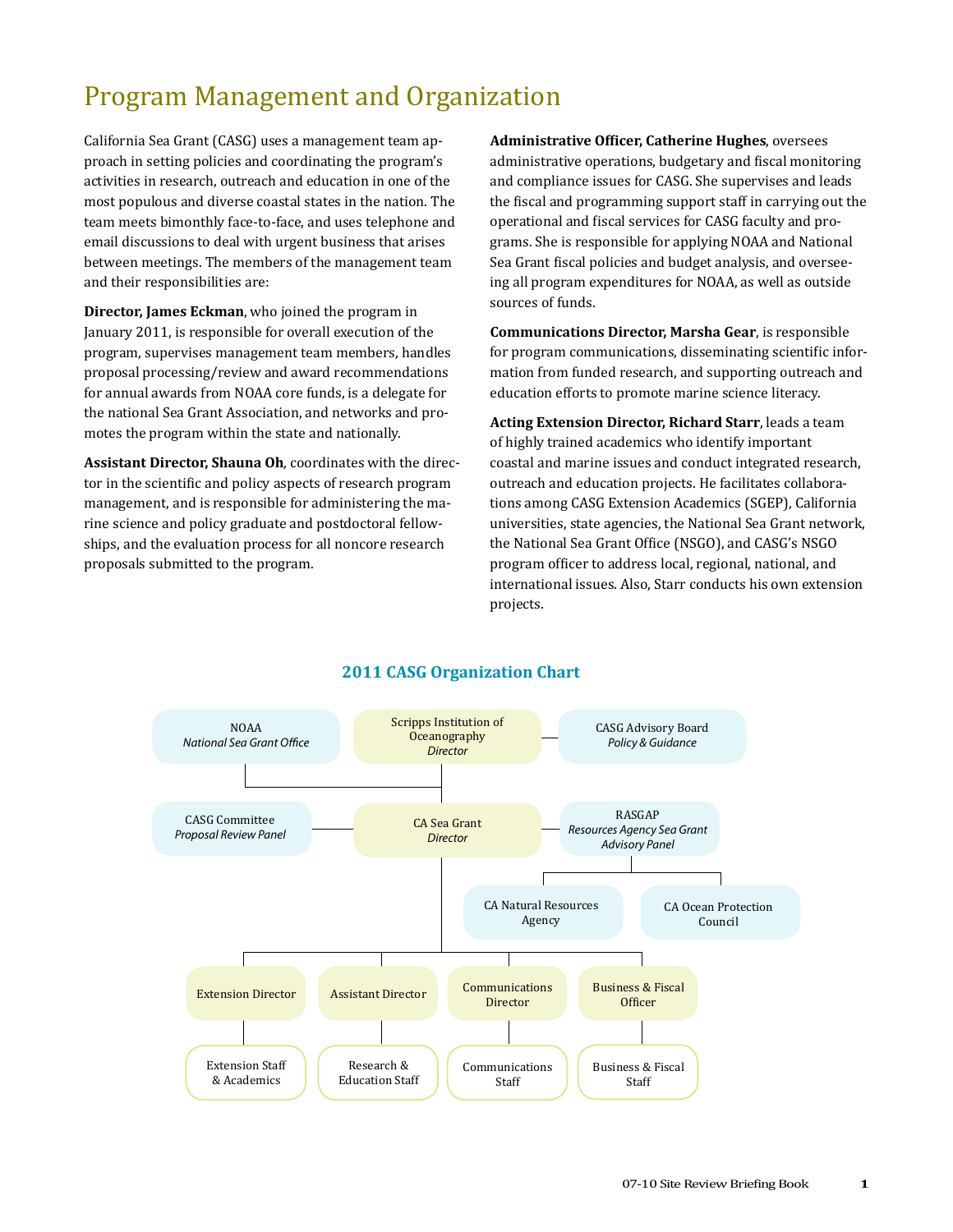# Program Management and Organization

California Sea Grant (CASG) uses a management team approach in setting policies and coordinating the program's activities in research, outreach and education in one of the most populous and diverse coastal states in the nation. The team meets bimonthly face-to-face, and uses telephone and email discussions to deal with urgent business that arises between meetings. The members of the management team and their responsibilities are:

**Director, James Eckman**, who joined the program in January 2011, is responsible for overall execution of the program, supervises management team members, handles proposal processing/review and award recommendations for annual awards from NOAA core funds, is a delegate for the national Sea Grant Association, and networks and promotes the program within the state and nationally.

**Assistant Director, Shauna Oh**, coordinates with the director in the scientific and policy aspects of research program management, and is responsible for administering the marine science and policy graduate and postdoctoral fellowships, and the evaluation process for all noncore research proposals submitted to the program.

**Administrative Officer, Catherine Hughes**, oversees administrative operations, budgetary and fiscal monitoring and compliance issues for CASG. She supervises and leads the fiscal and programming support staff in carrying out the operational and fiscal services for CASG faculty and programs. She is responsible for applying NOAA and National Sea Grant fiscal policies and budget analysis, and overseeing all program expenditures for NOAA, as well as outside sources of funds.

**Communications Director, Marsha Gear**, is responsible for program communications, disseminating scientific information from funded research, and supporting outreach and education efforts to promote marine science literacy.

**Acting Extension Director, Richard Starr**, leads a team of highly trained academics who identify important coastal and marine issues and conduct integrated research, outreach and education projects. He facilitates collaborations among CASG Extension Academics (SGEP), California universities, state agencies, the National Sea Grant network, the National Sea Grant Office (NSGO), and CASG's NSGO program officer to address local, regional, national, and international issues. Also, Starr conducts his own extension projects.

## 2011 CASG Organization Chart

- NOAA — *National Sea Grant Office*
- Scripps Institution of Oceanography — *Director*
- CASG Advisory Board — *Policy & Guidance*
- CASG Committee — *Proposal Review Panel*
- CA Sea Grant — *Director*
- RASGAP — *Resources Agency Sea Grant Advisory Panel*
  - CA Natural Resources Agency
  - CA Ocean Protection Council
- Extension Director
  - Extension Staff & Academics
- Assistant Director
  - Research & Education Staff
- Communications Director
  - Communications Staff
- Business & Fiscal Officer
  - Business & Fiscal Staff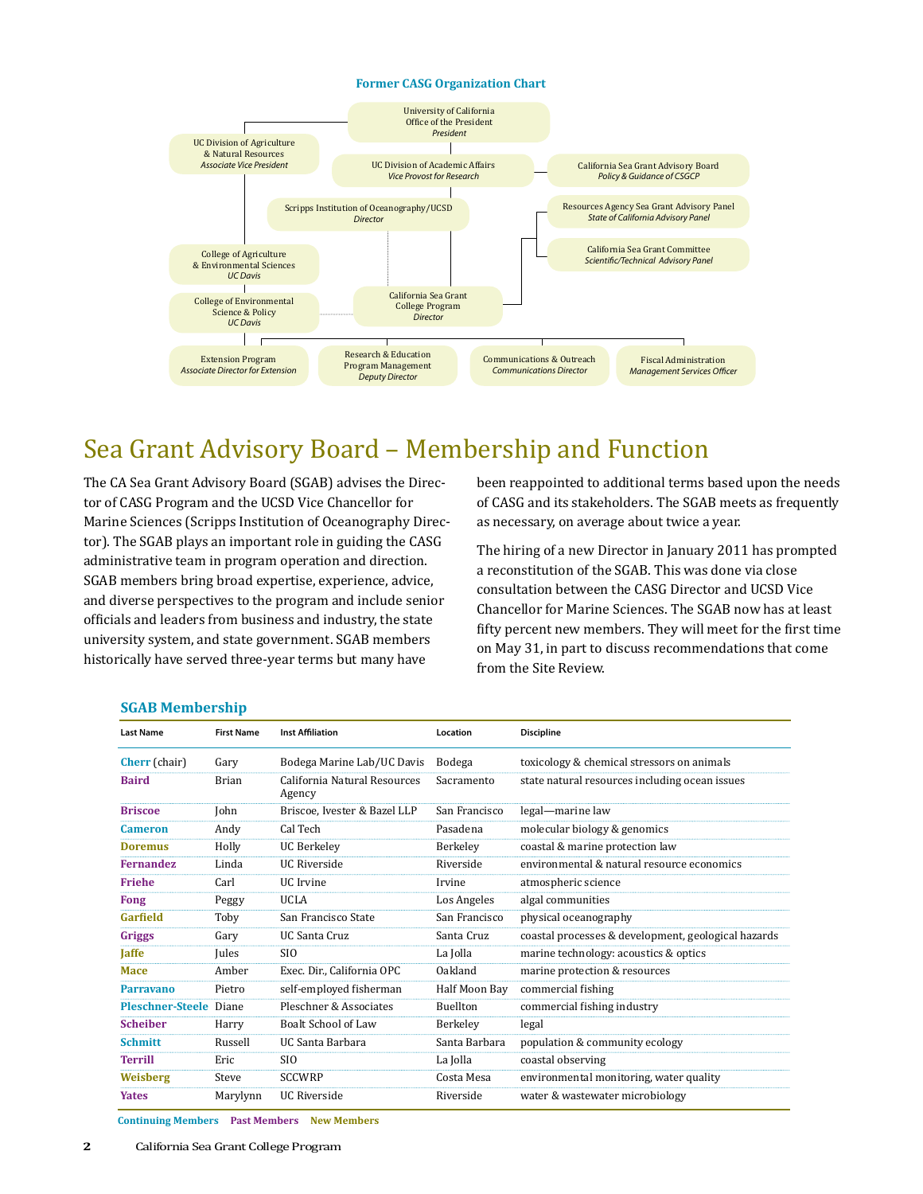**Former CASG Organization Chart**

- University of California Office of the President — *President*
  - UC Division of Agriculture & Natural Resources — *Associate Vice President*
    - College of Agriculture & Environmental Sciences — *UC Davis*
    - College of Environmental Science & Policy — *UC Davis*
  - UC Division of Academic Affairs — *Vice Provost for Research*
    - California Sea Grant Advisory Board — *Policy & Guidance of CSGCP*
    - Scripps Institution of Oceanography/UCSD — *Director*
      - California Sea Grant College Program — *Director*
        - Resources Agency Sea Grant Advisory Panel — *State of California Advisory Panel*
        - California Sea Grant Committee — *Scientific/Technical Advisory Panel*
        - Extension Program — *Associate Director for Extension*
        - Research & Education Program Management — *Deputy Director*
        - Communications & Outreach — *Communications Director*
        - Fiscal Administration — *Management Services Officer*

# Sea Grant Advisory Board – Membership and Function

The CA Sea Grant Advisory Board (SGAB) advises the Director of CASG Program and the UCSD Vice Chancellor for Marine Sciences (Scripps Institution of Oceanography Director). The SGAB plays an important role in guiding the CASG administrative team in program operation and direction. SGAB members bring broad expertise, experience, advice, and diverse perspectives to the program and include senior officials and leaders from business and industry, the state university system, and state government. SGAB members historically have served three-year terms but many have been reappointed to additional terms based upon the needs of CASG and its stakeholders. The SGAB meets as frequently as necessary, on average about twice a year.

The hiring of a new Director in January 2011 has prompted a reconstitution of the SGAB. This was done via close consultation between the CASG Director and UCSD Vice Chancellor for Marine Sciences. The SGAB now has at least fifty percent new members. They will meet for the first time on May 31, in part to discuss recommendations that come from the Site Review.

### SGAB Membership

| Last Name | First Name | Inst Affiliation | Location | Discipline |
|---|---|---|---|---|
| Cherr (chair) | Gary | Bodega Marine Lab/UC Davis | Bodega | toxicology & chemical stressors on animals |
| Baird | Brian | California Natural Resources Agency | Sacramento | state natural resources including ocean issues |
| Briscoe | John | Briscoe, Ivester & Bazel LLP | San Francisco | legal—marine law |
| Cameron | Andy | Cal Tech | Pasadena | molecular biology & genomics |
| Doremus | Holly | UC Berkeley | Berkeley | coastal & marine protection law |
| Fernandez | Linda | UC Riverside | Riverside | environmental & natural resource economics |
| Friehe | Carl | UC Irvine | Irvine | atmospheric science |
| Fong | Peggy | UCLA | Los Angeles | algal communities |
| Garfield | Toby | San Francisco State | San Francisco | physical oceanography |
| Griggs | Gary | UC Santa Cruz | Santa Cruz | coastal processes & development, geological hazards |
| Jaffe | Jules | SIO | La Jolla | marine technology: acoustics & optics |
| Mace | Amber | Exec. Dir., California OPC | Oakland | marine protection & resources |
| Parravano | Pietro | self-employed fisherman | Half Moon Bay | commercial fishing |
| Pleschner-Steele | Diane | Pleschner & Associates | Buellton | commercial fishing industry |
| Scheiber | Harry | Boalt School of Law | Berkeley | legal |
| Schmitt | Russell | UC Santa Barbara | Santa Barbara | population & community ecology |
| Terrill | Eric | SIO | La Jolla | coastal observing |
| Weisberg | Steve | SCCWRP | Costa Mesa | environmental monitoring, water quality |
| Yates | Marylynn | UC Riverside | Riverside | water & wastewater microbiology |

Continuing Members: Cherr, Cameron, Friehe, Parravano, Pleschner-Steele, Schmitt
Past Members: Baird, Briscoe, Fernandez, Fong, Griggs, Scheiber, Terrill, Yates
New Members: Doremus, Garfield, Jaffe, Mace, Weisberg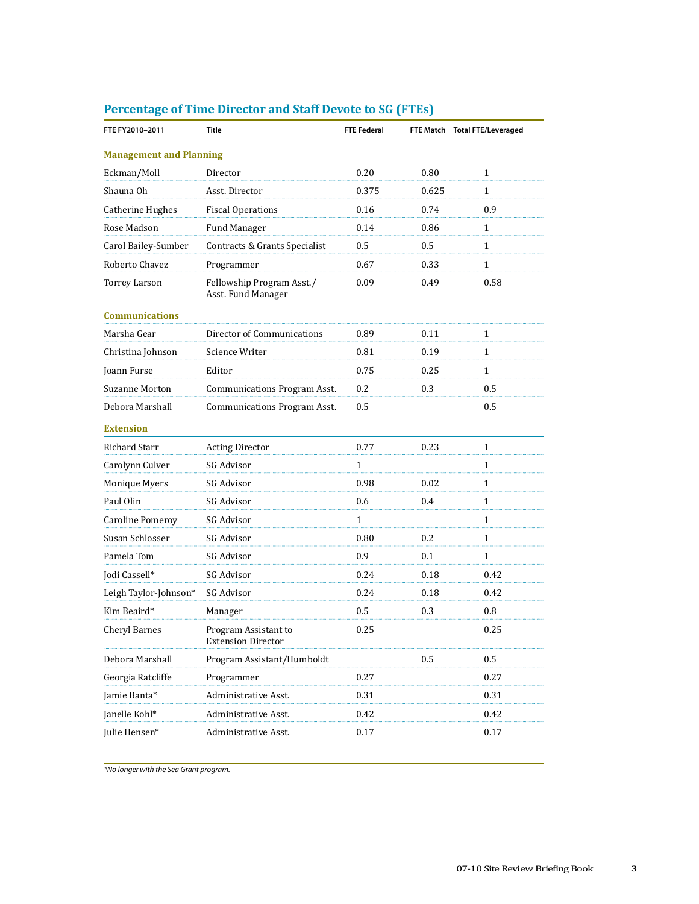## Percentage of Time Director and Staff Devote to SG (FTEs)

| FTE FY2010–2011 | Title | FTE Federal | FTE Match | Total FTE/Leveraged |
|---|---|---|---|---|
| **Management and Planning** | | | | |
| Eckman/Moll | Director | 0.20 | 0.80 | 1 |
| Shauna Oh | Asst. Director | 0.375 | 0.625 | 1 |
| Catherine Hughes | Fiscal Operations | 0.16 | 0.74 | 0.9 |
| Rose Madson | Fund Manager | 0.14 | 0.86 | 1 |
| Carol Bailey-Sumber | Contracts & Grants Specialist | 0.5 | 0.5 | 1 |
| Roberto Chavez | Programmer | 0.67 | 0.33 | 1 |
| Torrey Larson | Fellowship Program Asst./ Asst. Fund Manager | 0.09 | 0.49 | 0.58 |
| **Communications** | | | | |
| Marsha Gear | Director of Communications | 0.89 | 0.11 | 1 |
| Christina Johnson | Science Writer | 0.81 | 0.19 | 1 |
| Joann Furse | Editor | 0.75 | 0.25 | 1 |
| Suzanne Morton | Communications Program Asst. | 0.2 | 0.3 | 0.5 |
| Debora Marshall | Communications Program Asst. | 0.5 | | 0.5 |
| **Extension** | | | | |
| Richard Starr | Acting Director | 0.77 | 0.23 | 1 |
| Carolynn Culver | SG Advisor | 1 | | 1 |
| Monique Myers | SG Advisor | 0.98 | 0.02 | 1 |
| Paul Olin | SG Advisor | 0.6 | 0.4 | 1 |
| Caroline Pomeroy | SG Advisor | 1 | | 1 |
| Susan Schlosser | SG Advisor | 0.80 | 0.2 | 1 |
| Pamela Tom | SG Advisor | 0.9 | 0.1 | 1 |
| Jodi Cassell* | SG Advisor | 0.24 | 0.18 | 0.42 |
| Leigh Taylor-Johnson* | SG Advisor | 0.24 | 0.18 | 0.42 |
| Kim Beaird* | Manager | 0.5 | 0.3 | 0.8 |
| Cheryl Barnes | Program Assistant to Extension Director | 0.25 | | 0.25 |
| Debora Marshall | Program Assistant/Humboldt | | 0.5 | 0.5 |
| Georgia Ratcliffe | Programmer | 0.27 | | 0.27 |
| Jamie Banta* | Administrative Asst. | 0.31 | | 0.31 |
| Janelle Kohl* | Administrative Asst. | 0.42 | | 0.42 |
| Julie Hensen* | Administrative Asst. | 0.17 | | 0.17 |

*No longer with the Sea Grant program.*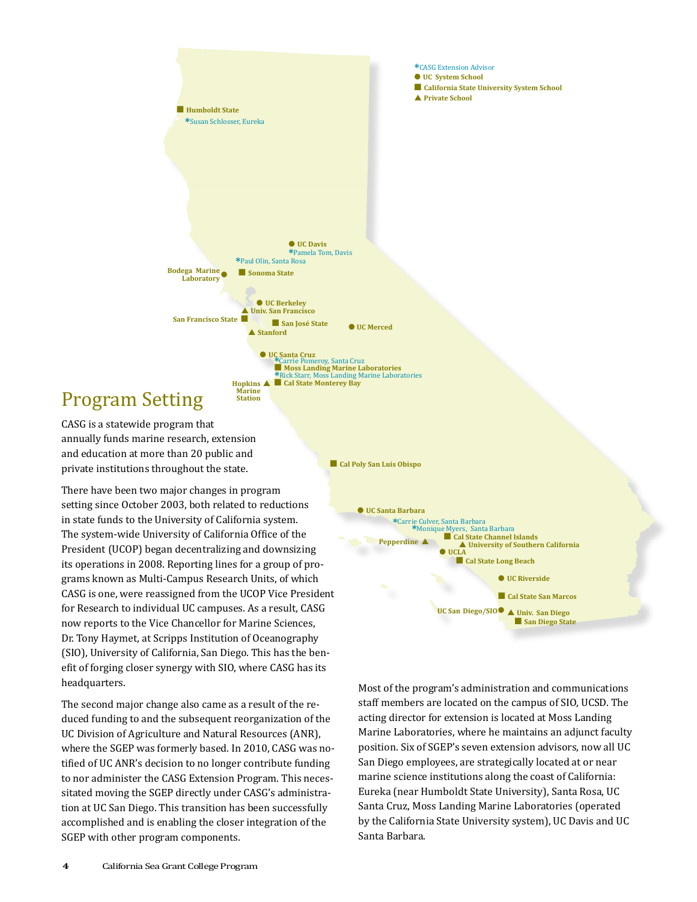## Program Setting

CASG is a statewide program that annually funds marine research, extension and education at more than 20 public and private institutions throughout the state.

There have been two major changes in program setting since October 2003, both related to reductions in state funds to the University of California system. The system-wide University of California Office of the President (UCOP) began decentralizing and downsizing its operations in 2008. Reporting lines for a group of programs known as Multi-Campus Research Units, of which CASG is one, were reassigned from the UCOP Vice President for Research to individual UC campuses. As a result, CASG now reports to the Vice Chancellor for Marine Sciences, Dr. Tony Haymet, at Scripps Institution of Oceanography (SIO), University of California, San Diego. This has the benefit of forging closer synergy with SIO, where CASG has its headquarters.

The second major change also came as a result of the reduced funding to and the subsequent reorganization of the UC Division of Agriculture and Natural Resources (ANR), where the SGEP was formerly based. In 2010, CASG was notified of UC ANR's decision to no longer contribute funding to nor administer the CASG Extension Program. This necessitated moving the SGEP directly under CASG's administration at UC San Diego. This transition has been successfully accomplished and is enabling the closer integration of the SGEP with other program components.

Most of the program's administration and communications staff members are located on the campus of SIO, UCSD. The acting director for extension is located at Moss Landing Marine Laboratories, where he maintains an adjunct faculty position. Six of SGEP's seven extension advisors, now all UC San Diego employees, are strategically located at or near marine science institutions along the coast of California: Eureka (near Humboldt State University), Santa Rosa, UC Santa Cruz, Moss Landing Marine Laboratories (operated by the California State University system), UC Davis and UC Santa Barbara.

**Map legend:**

- * CASG Extension Advisor
- ● UC System School
- ■ California State University System School
- ▲ Private School

**Map labels:**

- ■ Humboldt State
- * Susan Schlosser, Eureka
- ● UC Davis
- * Pamela Tom, Davis
- * Paul Olin, Santa Rosa
- ● Bodega Marine Laboratory
- ■ Sonoma State
- ● UC Berkeley
- ▲ Univ. San Francisco
- ■ San Francisco State
- ■ San José State
- ● UC Merced
- ▲ Stanford
- ● UC Santa Cruz
- * Carrie Pomeroy, Santa Cruz
- ■ Moss Landing Marine Laboratories
- * Rick Starr, Moss Landing Marine Laboratories
- ▲ Hopkins Marine Station
- ■ Cal State Monterey Bay
- ■ Cal Poly San Luis Obispo
- ● UC Santa Barbara
- * Carrie Culver, Santa Barbara
- * Monique Myers, Santa Barbara
- ■ Cal State Channel Islands
- ▲ Pepperdine
- ▲ University of Southern California
- ● UCLA
- ■ Cal State Long Beach
- ● UC Riverside
- ■ Cal State San Marcos
- ● UC San Diego/SIO
- ▲ Univ. San Diego
- ■ San Diego State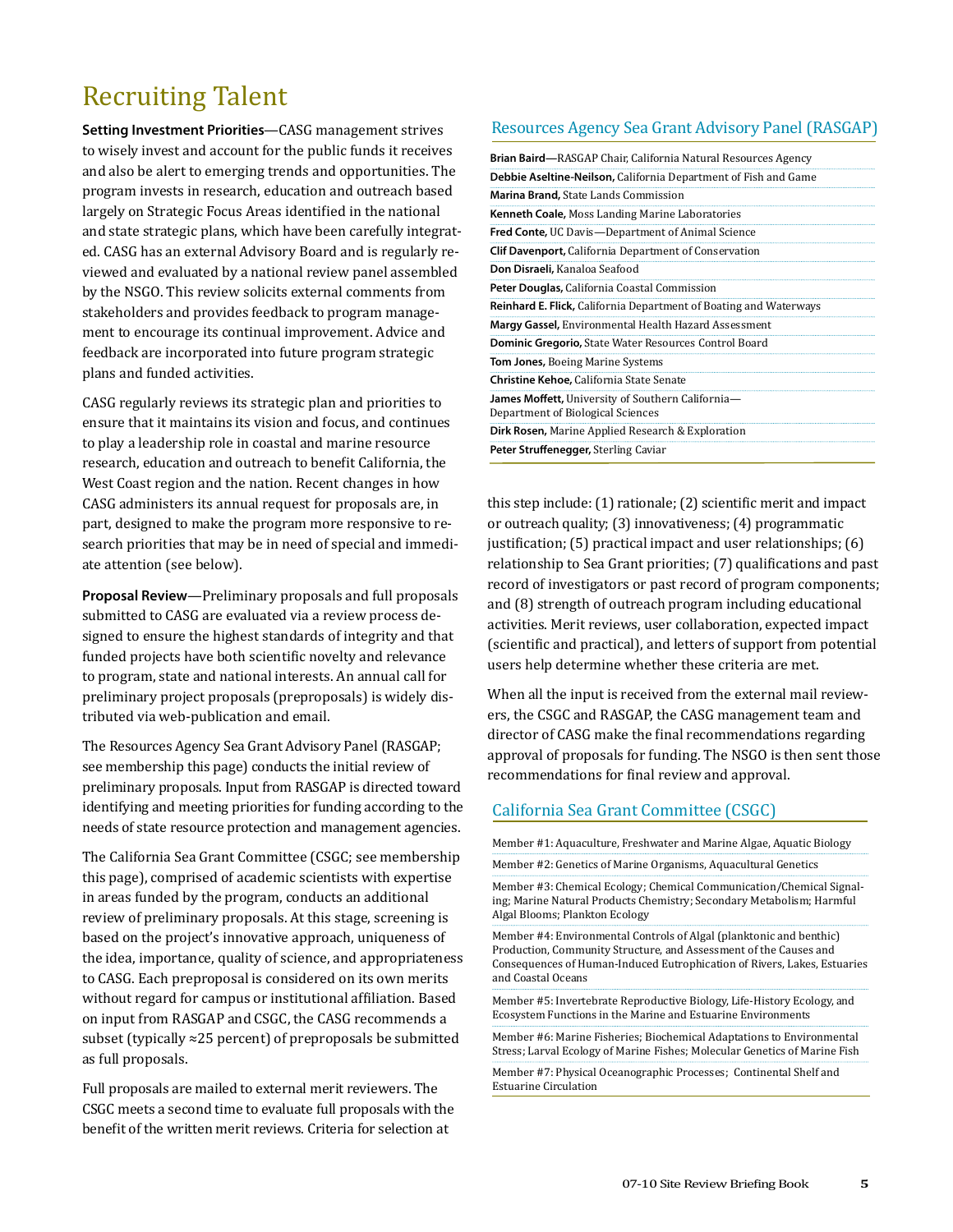# Recruiting Talent

**Setting Investment Priorities**—CASG management strives to wisely invest and account for the public funds it receives and also be alert to emerging trends and opportunities. The program invests in research, education and outreach based largely on Strategic Focus Areas identified in the national and state strategic plans, which have been carefully integrated. CASG has an external Advisory Board and is regularly reviewed and evaluated by a national review panel assembled by the NSGO. This review solicits external comments from stakeholders and provides feedback to program management to encourage its continual improvement. Advice and feedback are incorporated into future program strategic plans and funded activities.

CASG regularly reviews its strategic plan and priorities to ensure that it maintains its vision and focus, and continues to play a leadership role in coastal and marine resource research, education and outreach to benefit California, the West Coast region and the nation. Recent changes in how CASG administers its annual request for proposals are, in part, designed to make the program more responsive to research priorities that may be in need of special and immediate attention (see below).

**Proposal Review**—Preliminary proposals and full proposals submitted to CASG are evaluated via a review process designed to ensure the highest standards of integrity and that funded projects have both scientific novelty and relevance to program, state and national interests. An annual call for preliminary project proposals (preproposals) is widely distributed via web-publication and email.

The Resources Agency Sea Grant Advisory Panel (RASGAP; see membership this page) conducts the initial review of preliminary proposals. Input from RASGAP is directed toward identifying and meeting priorities for funding according to the needs of state resource protection and management agencies.

The California Sea Grant Committee (CSGC; see membership this page), comprised of academic scientists with expertise in areas funded by the program, conducts an additional review of preliminary proposals. At this stage, screening is based on the project's innovative approach, uniqueness of the idea, importance, quality of science, and appropriateness to CASG. Each preproposal is considered on its own merits without regard for campus or institutional affiliation. Based on input from RASGAP and CSGC, the CASG recommends a subset (typically ≈25 percent) of preproposals be submitted as full proposals.

Full proposals are mailed to external merit reviewers. The CSGC meets a second time to evaluate full proposals with the benefit of the written merit reviews. Criteria for selection at this step include: (1) rationale; (2) scientific merit and impact or outreach quality; (3) innovativeness; (4) programmatic justification; (5) practical impact and user relationships; (6) relationship to Sea Grant priorities; (7) qualifications and past record of investigators or past record of program components; and (8) strength of outreach program including educational activities. Merit reviews, user collaboration, expected impact (scientific and practical), and letters of support from potential users help determine whether these criteria are met.

When all the input is received from the external mail reviewers, the CSGC and RASGAP, the CASG management team and director of CASG make the final recommendations regarding approval of proposals for funding. The NSGO is then sent those recommendations for final review and approval.

## Resources Agency Sea Grant Advisory Panel (RASGAP)

- **Brian Baird**—RASGAP Chair, California Natural Resources Agency
- **Debbie Aseltine-Neilson,** California Department of Fish and Game
- **Marina Brand,** State Lands Commission
- **Kenneth Coale,** Moss Landing Marine Laboratories
- **Fred Conte,** UC Davis—Department of Animal Science
- **Clif Davenport,** California Department of Conservation
- **Don Disraeli,** Kanaloa Seafood
- **Peter Douglas,** California Coastal Commission
- **Reinhard E. Flick,** California Department of Boating and Waterways
- **Margy Gassel,** Environmental Health Hazard Assessment
- **Dominic Gregorio,** State Water Resources Control Board
- **Tom Jones,** Boeing Marine Systems
- **Christine Kehoe,** California State Senate
- **James Moffett,** University of Southern California—Department of Biological Sciences
- **Dirk Rosen,** Marine Applied Research & Exploration
- **Peter Struffenegger,** Sterling Caviar

## California Sea Grant Committee (CSGC)

- Member #1: Aquaculture, Freshwater and Marine Algae, Aquatic Biology
- Member #2: Genetics of Marine Organisms, Aquacultural Genetics
- Member #3: Chemical Ecology; Chemical Communication/Chemical Signaling; Marine Natural Products Chemistry; Secondary Metabolism; Harmful Algal Blooms; Plankton Ecology
- Member #4: Environmental Controls of Algal (planktonic and benthic) Production, Community Structure, and Assessment of the Causes and Consequences of Human-Induced Eutrophication of Rivers, Lakes, Estuaries and Coastal Oceans
- Member #5: Invertebrate Reproductive Biology, Life-History Ecology, and Ecosystem Functions in the Marine and Estuarine Environments
- Member #6: Marine Fisheries; Biochemical Adaptations to Environmental Stress; Larval Ecology of Marine Fishes; Molecular Genetics of Marine Fish
- Member #7: Physical Oceanographic Processes; Continental Shelf and Estuarine Circulation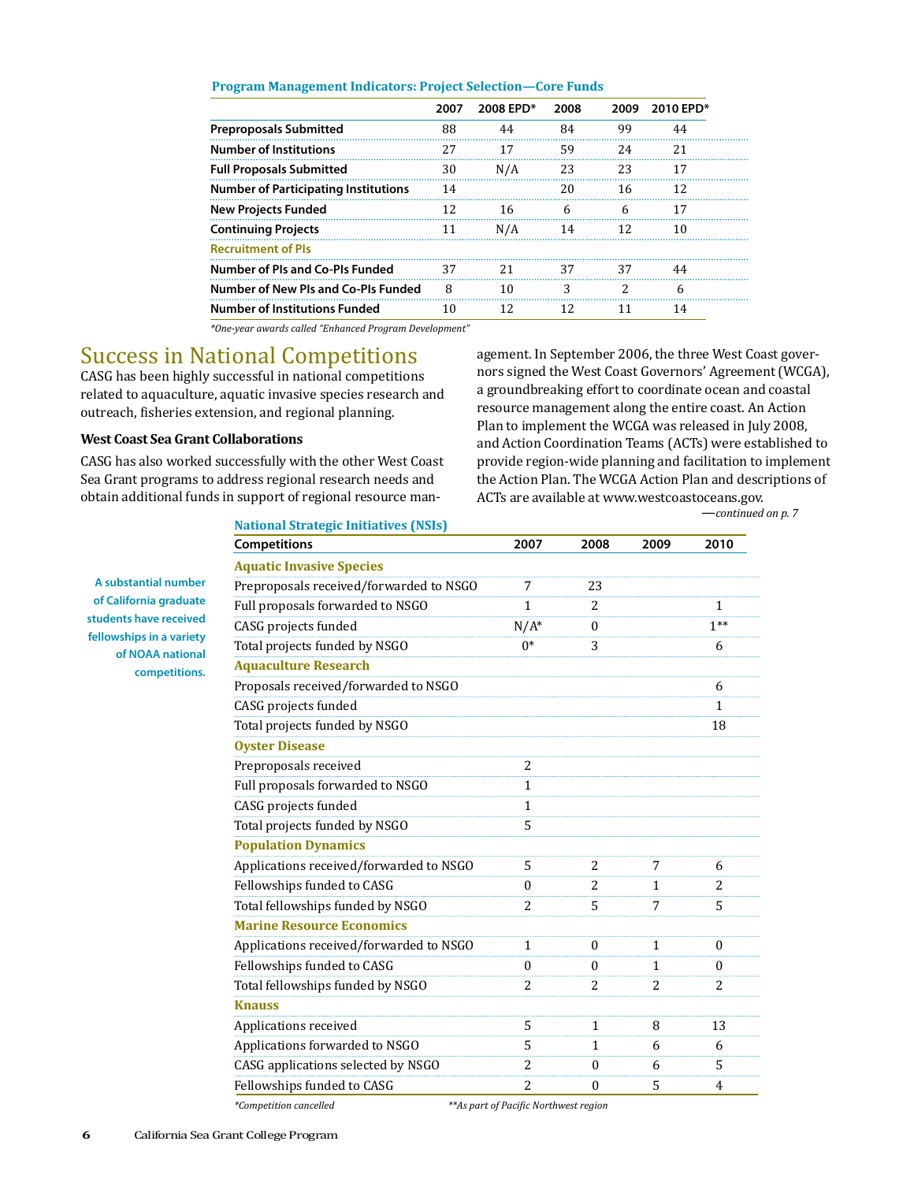**Program Management Indicators: Project Selection—Core Funds**

| | 2007 | 2008 EPD* | 2008 | 2009 | 2010 EPD* |
|---|---|---|---|---|---|
| **Preproposals Submitted** | 88 | 44 | 84 | 99 | 44 |
| **Number of Institutions** | 27 | 17 | 59 | 24 | 21 |
| **Full Proposals Submitted** | 30 | N/A | 23 | 23 | 17 |
| **Number of Participating Institutions** | 14 | | 20 | 16 | 12 |
| **New Projects Funded** | 12 | 16 | 6 | 6 | 17 |
| **Continuing Projects** | 11 | N/A | 14 | 12 | 10 |
| **Recruitment of PIs** | | | | | |
| **Number of PIs and Co-PIs Funded** | 37 | 21 | 37 | 37 | 44 |
| **Number of New PIs and Co-PIs Funded** | 8 | 10 | 3 | 2 | 6 |
| **Number of Institutions Funded** | 10 | 12 | 12 | 11 | 14 |

*\*One-year awards called "Enhanced Program Development"*

# Success in National Competitions

CASG has been highly successful in national competitions related to aquaculture, aquatic invasive species research and outreach, fisheries extension, and regional planning.

### West Coast Sea Grant Collaborations

CASG has also worked successfully with the other West Coast Sea Grant programs to address regional research needs and obtain additional funds in support of regional resource management. In September 2006, the three West Coast governors signed the West Coast Governors' Agreement (WCGA), a groundbreaking effort to coordinate ocean and coastal resource management along the entire coast. An Action Plan to implement the WCGA was released in July 2008, and Action Coordination Teams (ACTs) were established to provide region-wide planning and facilitation to implement the Action Plan. The WCGA Action Plan and descriptions of ACTs are available at www.westcoastoceans.gov.

*—continued on p. 7*

**A substantial number of California graduate students have received fellowships in a variety of NOAA national competitions.**

**National Strategic Initiatives (NSIs)**

| Competitions | 2007 | 2008 | 2009 | 2010 |
|---|---|---|---|---|
| **Aquatic Invasive Species** | | | | |
| Preproposals received/forwarded to NSGO | 7 | 23 | | |
| Full proposals forwarded to NSGO | 1 | 2 | | 1 |
| CASG projects funded | N/A* | 0 | | 1** |
| Total projects funded by NSGO | 0* | 3 | | 6 |
| **Aquaculture Research** | | | | |
| Proposals received/forwarded to NSGO | | | | 6 |
| CASG projects funded | | | | 1 |
| Total projects funded by NSGO | | | | 18 |
| **Oyster Disease** | | | | |
| Preproposals received | 2 | | | |
| Full proposals forwarded to NSGO | 1 | | | |
| CASG projects funded | 1 | | | |
| Total projects funded by NSGO | 5 | | | |
| **Population Dynamics** | | | | |
| Applications received/forwarded to NSGO | 5 | 2 | 7 | 6 |
| Fellowships funded to CASG | 0 | 2 | 1 | 2 |
| Total fellowships funded by NSGO | 2 | 5 | 7 | 5 |
| **Marine Resource Economics** | | | | |
| Applications received/forwarded to NSGO | 1 | 0 | 1 | 0 |
| Fellowships funded to CASG | 0 | 0 | 1 | 0 |
| Total fellowships funded by NSGO | 2 | 2 | 2 | 2 |
| **Knauss** | | | | |
| Applications received | 5 | 1 | 8 | 13 |
| Applications forwarded to NSGO | 5 | 1 | 6 | 6 |
| CASG applications selected by NSGO | 2 | 0 | 6 | 5 |
| Fellowships funded to CASG | 2 | 0 | 5 | 4 |

*\*Competition cancelled* *\*\*As part of Pacific Northwest region*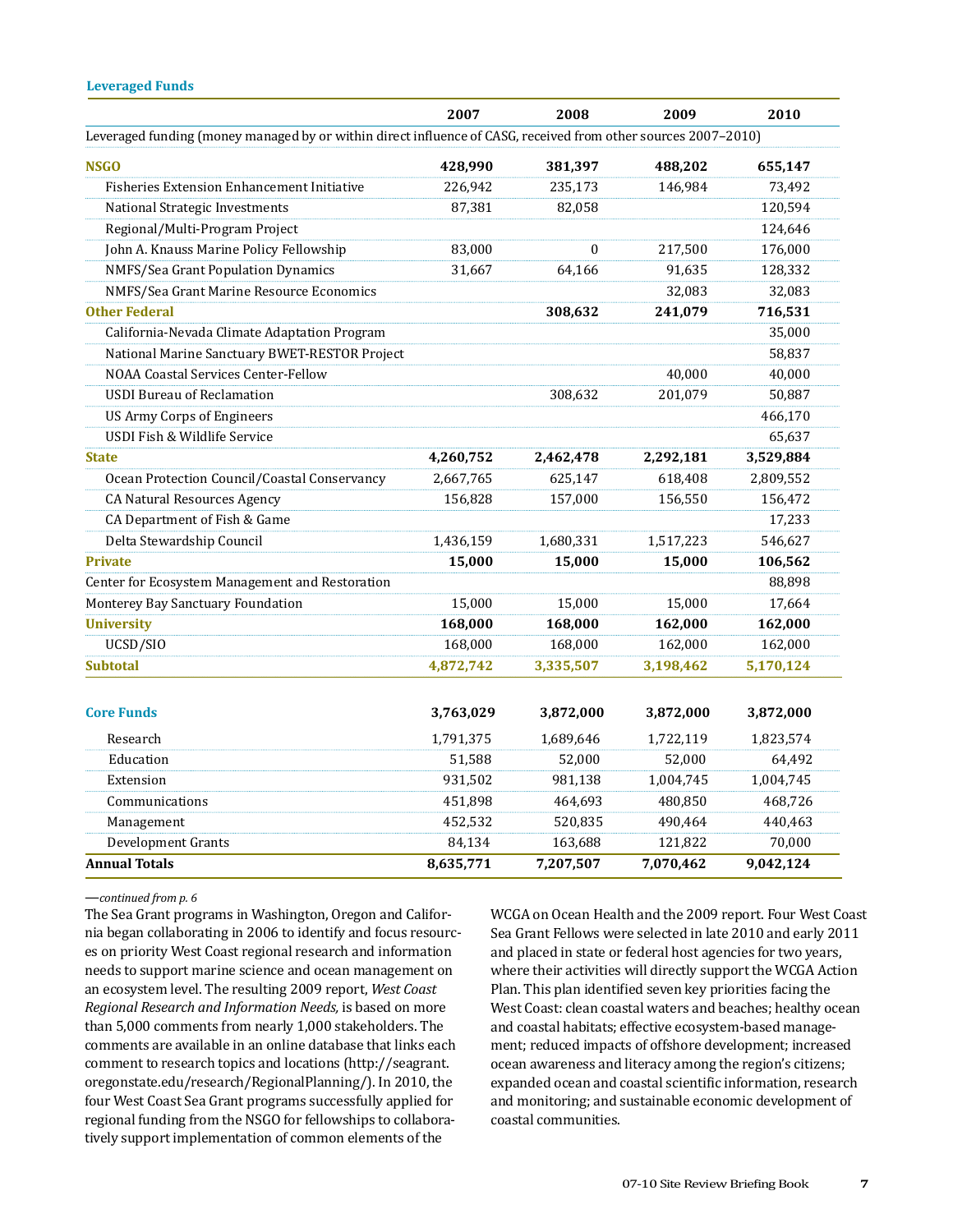### Leveraged Funds

| | 2007 | 2008 | 2009 | 2010 |
|---|---|---|---|---|
| Leveraged funding (money managed by or within direct influence of CASG, received from other sources 2007–2010) | | | | |
| **NSGO** | **428,990** | **381,397** | **488,202** | **655,147** |
| Fisheries Extension Enhancement Initiative | 226,942 | 235,173 | 146,984 | 73,492 |
| National Strategic Investments | 87,381 | 82,058 | | 120,594 |
| Regional/Multi-Program Project | | | | 124,646 |
| John A. Knauss Marine Policy Fellowship | 83,000 | 0 | 217,500 | 176,000 |
| NMFS/Sea Grant Population Dynamics | 31,667 | 64,166 | 91,635 | 128,332 |
| NMFS/Sea Grant Marine Resource Economics | | | 32,083 | 32,083 |
| **Other Federal** | | **308,632** | **241,079** | **716,531** |
| California-Nevada Climate Adaptation Program | | | | 35,000 |
| National Marine Sanctuary BWET-RESTOR Project | | | | 58,837 |
| NOAA Coastal Services Center-Fellow | | | 40,000 | 40,000 |
| USDI Bureau of Reclamation | | 308,632 | 201,079 | 50,887 |
| US Army Corps of Engineers | | | | 466,170 |
| USDI Fish & Wildlife Service | | | | 65,637 |
| **State** | **4,260,752** | **2,462,478** | **2,292,181** | **3,529,884** |
| Ocean Protection Council/Coastal Conservancy | 2,667,765 | 625,147 | 618,408 | 2,809,552 |
| CA Natural Resources Agency | 156,828 | 157,000 | 156,550 | 156,472 |
| CA Department of Fish & Game | | | | 17,233 |
| Delta Stewardship Council | 1,436,159 | 1,680,331 | 1,517,223 | 546,627 |
| **Private** | **15,000** | **15,000** | **15,000** | **106,562** |
| Center for Ecosystem Management and Restoration | | | | 88,898 |
| Monterey Bay Sanctuary Foundation | 15,000 | 15,000 | 15,000 | 17,664 |
| **University** | **168,000** | **168,000** | **162,000** | **162,000** |
| UCSD/SIO | 168,000 | 168,000 | 162,000 | 162,000 |
| **Subtotal** | **4,872,742** | **3,335,507** | **3,198,462** | **5,170,124** |
| | | | | |
| **Core Funds** | **3,763,029** | **3,872,000** | **3,872,000** | **3,872,000** |
| Research | 1,791,375 | 1,689,646 | 1,722,119 | 1,823,574 |
| Education | 51,588 | 52,000 | 52,000 | 64,492 |
| Extension | 931,502 | 981,138 | 1,004,745 | 1,004,745 |
| Communications | 451,898 | 464,693 | 480,850 | 468,726 |
| Management | 452,532 | 520,835 | 490,464 | 440,463 |
| Development Grants | 84,134 | 163,688 | 121,822 | 70,000 |
| **Annual Totals** | **8,635,771** | **7,207,507** | **7,070,462** | **9,042,124** |

—*continued from p. 6*

The Sea Grant programs in Washington, Oregon and California began collaborating in 2006 to identify and focus resources on priority West Coast regional research and information needs to support marine science and ocean management on an ecosystem level. The resulting 2009 report, *West Coast Regional Research and Information Needs,* is based on more than 5,000 comments from nearly 1,000 stakeholders. The comments are available in an online database that links each comment to research topics and locations (http://seagrant.oregonstate.edu/research/RegionalPlanning/). In 2010, the four West Coast Sea Grant programs successfully applied for regional funding from the NSGO for fellowships to collaboratively support implementation of common elements of the WCGA on Ocean Health and the 2009 report. Four West Coast Sea Grant Fellows were selected in late 2010 and early 2011 and placed in state or federal host agencies for two years, where their activities will directly support the WCGA Action Plan. This plan identified seven key priorities facing the West Coast: clean coastal waters and beaches; healthy ocean and coastal habitats; effective ecosystem-based management; reduced impacts of offshore development; increased ocean awareness and literacy among the region's citizens; expanded ocean and coastal scientific information, research and monitoring; and sustainable economic development of coastal communities.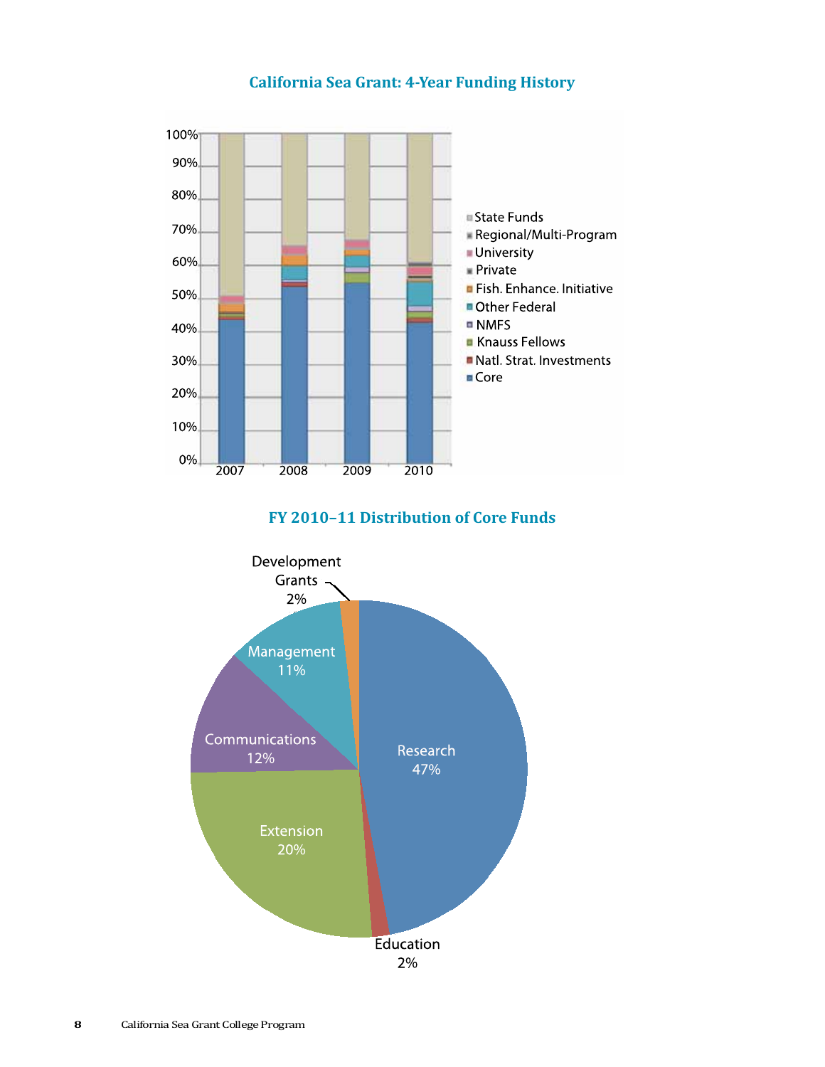## California Sea Grant: 4-Year Funding History

100%
90%
80%
70%
60%
50%
40%
30%
20%
10%
0%

2007 2008 2009 2010

- State Funds
- Regional/Multi-Program
- University
- Private
- Fish. Enhance. Initiative
- Other Federal
- NMFS
- Knauss Fellows
- Natl. Strat. Investments
- Core

## FY 2010–11 Distribution of Core Funds

Development Grants 2%

Management 11%

Communications 12%

Research 47%

Extension 20%

Education 2%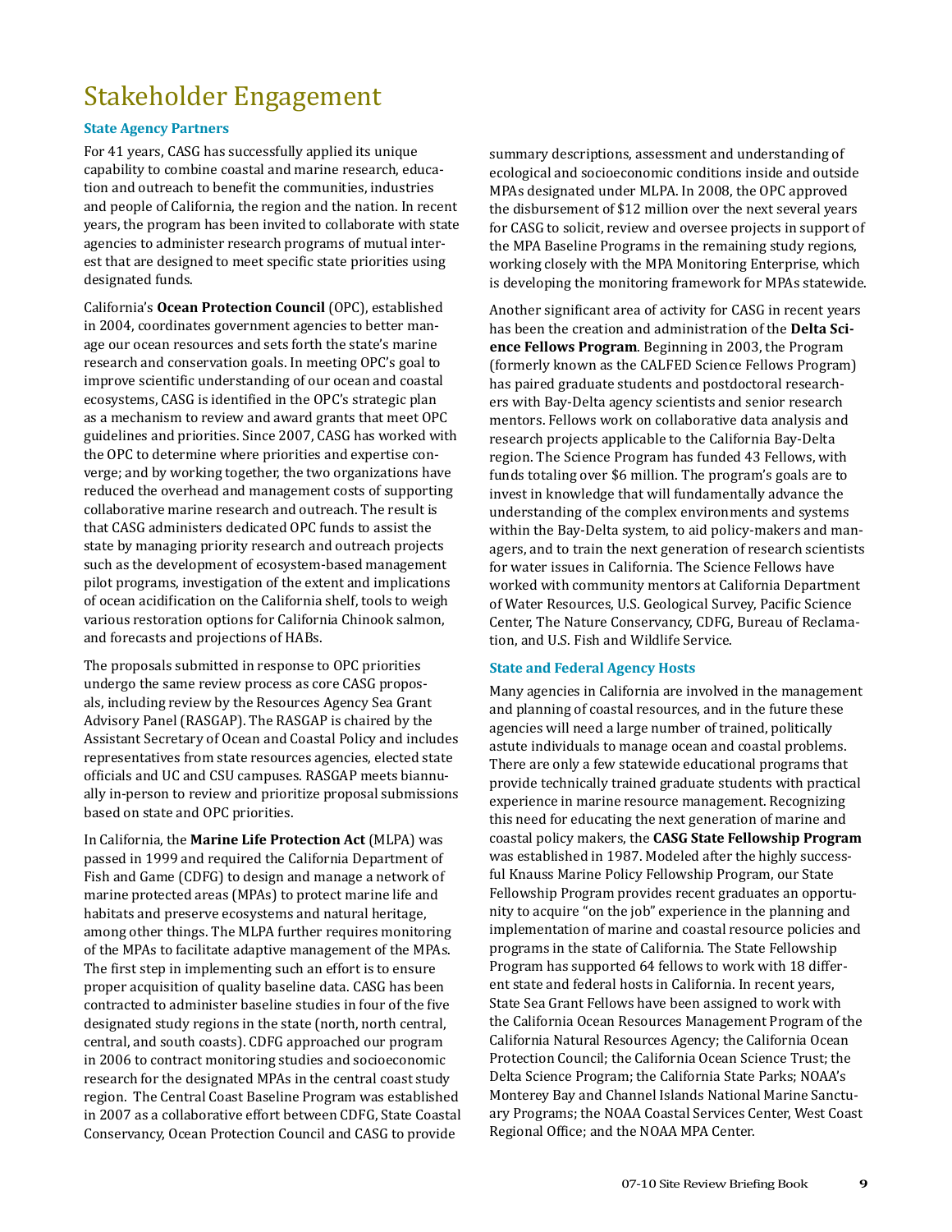# Stakeholder Engagement

### State Agency Partners

For 41 years, CASG has successfully applied its unique capability to combine coastal and marine research, education and outreach to benefit the communities, industries and people of California, the region and the nation. In recent years, the program has been invited to collaborate with state agencies to administer research programs of mutual interest that are designed to meet specific state priorities using designated funds.

California's **Ocean Protection Council** (OPC), established in 2004, coordinates government agencies to better manage our ocean resources and sets forth the state's marine research and conservation goals. In meeting OPC's goal to improve scientific understanding of our ocean and coastal ecosystems, CASG is identified in the OPC's strategic plan as a mechanism to review and award grants that meet OPC guidelines and priorities. Since 2007, CASG has worked with the OPC to determine where priorities and expertise converge; and by working together, the two organizations have reduced the overhead and management costs of supporting collaborative marine research and outreach. The result is that CASG administers dedicated OPC funds to assist the state by managing priority research and outreach projects such as the development of ecosystem-based management pilot programs, investigation of the extent and implications of ocean acidification on the California shelf, tools to weigh various restoration options for California Chinook salmon, and forecasts and projections of HABs.

The proposals submitted in response to OPC priorities undergo the same review process as core CASG proposals, including review by the Resources Agency Sea Grant Advisory Panel (RASGAP). The RASGAP is chaired by the Assistant Secretary of Ocean and Coastal Policy and includes representatives from state resources agencies, elected state officials and UC and CSU campuses. RASGAP meets biannually in-person to review and prioritize proposal submissions based on state and OPC priorities.

In California, the **Marine Life Protection Act** (MLPA) was passed in 1999 and required the California Department of Fish and Game (CDFG) to design and manage a network of marine protected areas (MPAs) to protect marine life and habitats and preserve ecosystems and natural heritage, among other things. The MLPA further requires monitoring of the MPAs to facilitate adaptive management of the MPAs. The first step in implementing such an effort is to ensure proper acquisition of quality baseline data. CASG has been contracted to administer baseline studies in four of the five designated study regions in the state (north, north central, central, and south coasts). CDFG approached our program in 2006 to contract monitoring studies and socioeconomic research for the designated MPAs in the central coast study region. The Central Coast Baseline Program was established in 2007 as a collaborative effort between CDFG, State Coastal Conservancy, Ocean Protection Council and CASG to provide summary descriptions, assessment and understanding of ecological and socioeconomic conditions inside and outside MPAs designated under MLPA. In 2008, the OPC approved the disbursement of $12 million over the next several years for CASG to solicit, review and oversee projects in support of the MPA Baseline Programs in the remaining study regions, working closely with the MPA Monitoring Enterprise, which is developing the monitoring framework for MPAs statewide.

Another significant area of activity for CASG in recent years has been the creation and administration of the **Delta Science Fellows Program**. Beginning in 2003, the Program (formerly known as the CALFED Science Fellows Program) has paired graduate students and postdoctoral researchers with Bay-Delta agency scientists and senior research mentors. Fellows work on collaborative data analysis and research projects applicable to the California Bay-Delta region. The Science Program has funded 43 Fellows, with funds totaling over $6 million. The program's goals are to invest in knowledge that will fundamentally advance the understanding of the complex environments and systems within the Bay-Delta system, to aid policy-makers and managers, and to train the next generation of research scientists for water issues in California. The Science Fellows have worked with community mentors at California Department of Water Resources, U.S. Geological Survey, Pacific Science Center, The Nature Conservancy, CDFG, Bureau of Reclamation, and U.S. Fish and Wildlife Service.

### State and Federal Agency Hosts

Many agencies in California are involved in the management and planning of coastal resources, and in the future these agencies will need a large number of trained, politically astute individuals to manage ocean and coastal problems. There are only a few statewide educational programs that provide technically trained graduate students with practical experience in marine resource management. Recognizing this need for educating the next generation of marine and coastal policy makers, the **CASG State Fellowship Program** was established in 1987. Modeled after the highly successful Knauss Marine Policy Fellowship Program, our State Fellowship Program provides recent graduates an opportunity to acquire "on the job" experience in the planning and implementation of marine and coastal resource policies and programs in the state of California. The State Fellowship Program has supported 64 fellows to work with 18 different state and federal hosts in California. In recent years, State Sea Grant Fellows have been assigned to work with the California Ocean Resources Management Program of the California Natural Resources Agency; the California Ocean Protection Council; the California Ocean Science Trust; the Delta Science Program; the California State Parks; NOAA's Monterey Bay and Channel Islands National Marine Sanctuary Programs; the NOAA Coastal Services Center, West Coast Regional Office; and the NOAA MPA Center.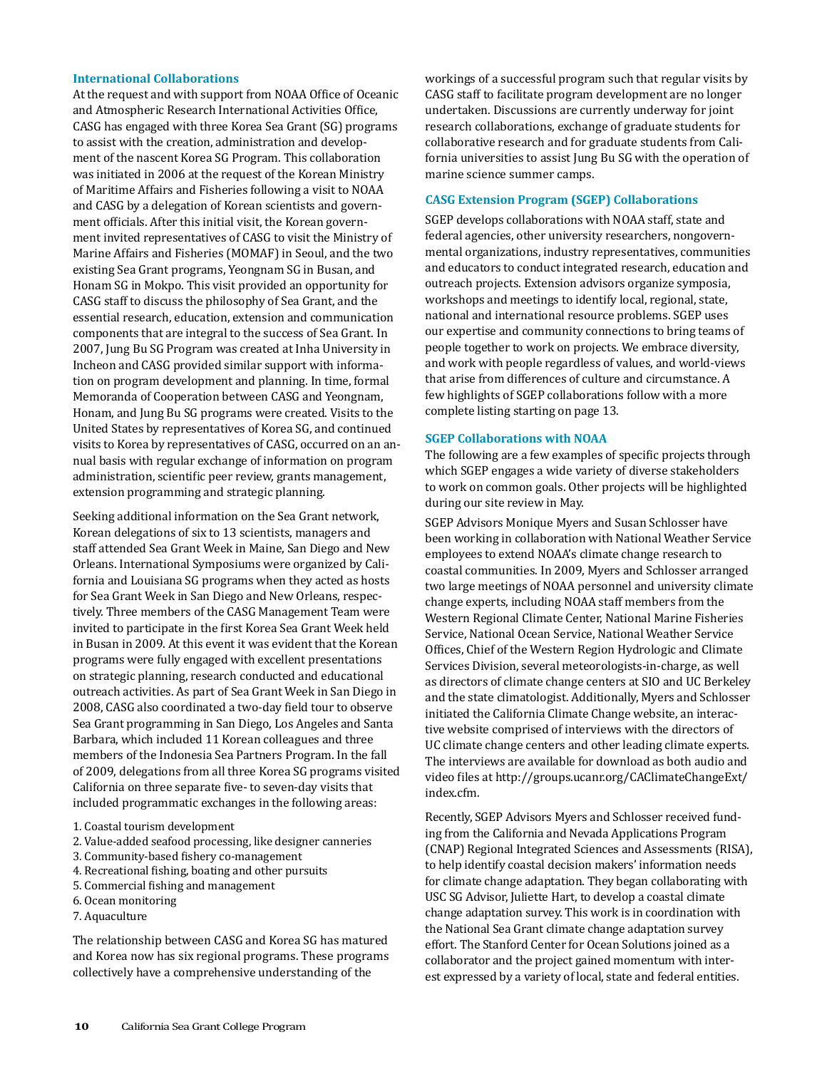### International Collaborations

At the request and with support from NOAA Office of Oceanic and Atmospheric Research International Activities Office, CASG has engaged with three Korea Sea Grant (SG) programs to assist with the creation, administration and development of the nascent Korea SG Program. This collaboration was initiated in 2006 at the request of the Korean Ministry of Maritime Affairs and Fisheries following a visit to NOAA and CASG by a delegation of Korean scientists and government officials. After this initial visit, the Korean government invited representatives of CASG to visit the Ministry of Marine Affairs and Fisheries (MOMAF) in Seoul, and the two existing Sea Grant programs, Yeongnam SG in Busan, and Honam SG in Mokpo. This visit provided an opportunity for CASG staff to discuss the philosophy of Sea Grant, and the essential research, education, extension and communication components that are integral to the success of Sea Grant. In 2007, Jung Bu SG Program was created at Inha University in Incheon and CASG provided similar support with information on program development and planning. In time, formal Memoranda of Cooperation between CASG and Yeongnam, Honam, and Jung Bu SG programs were created. Visits to the United States by representatives of Korea SG, and continued visits to Korea by representatives of CASG, occurred on an annual basis with regular exchange of information on program administration, scientific peer review, grants management, extension programming and strategic planning.

Seeking additional information on the Sea Grant network, Korean delegations of six to 13 scientists, managers and staff attended Sea Grant Week in Maine, San Diego and New Orleans. International Symposiums were organized by California and Louisiana SG programs when they acted as hosts for Sea Grant Week in San Diego and New Orleans, respectively. Three members of the CASG Management Team were invited to participate in the first Korea Sea Grant Week held in Busan in 2009. At this event it was evident that the Korean programs were fully engaged with excellent presentations on strategic planning, research conducted and educational outreach activities. As part of Sea Grant Week in San Diego in 2008, CASG also coordinated a two-day field tour to observe Sea Grant programming in San Diego, Los Angeles and Santa Barbara, which included 11 Korean colleagues and three members of the Indonesia Sea Partners Program. In the fall of 2009, delegations from all three Korea SG programs visited California on three separate five- to seven-day visits that included programmatic exchanges in the following areas:

1. Coastal tourism development
2. Value-added seafood processing, like designer canneries
3. Community-based fishery co-management
4. Recreational fishing, boating and other pursuits
5. Commercial fishing and management
6. Ocean monitoring
7. Aquaculture

The relationship between CASG and Korea SG has matured and Korea now has six regional programs. These programs collectively have a comprehensive understanding of the workings of a successful program such that regular visits by CASG staff to facilitate program development are no longer undertaken. Discussions are currently underway for joint research collaborations, exchange of graduate students for collaborative research and for graduate students from California universities to assist Jung Bu SG with the operation of marine science summer camps.

### CASG Extension Program (SGEP) Collaborations

SGEP develops collaborations with NOAA staff, state and federal agencies, other university researchers, nongovernmental organizations, industry representatives, communities and educators to conduct integrated research, education and outreach projects. Extension advisors organize symposia, workshops and meetings to identify local, regional, state, national and international resource problems. SGEP uses our expertise and community connections to bring teams of people together to work on projects. We embrace diversity, and work with people regardless of values, and world-views that arise from differences of culture and circumstance. A few highlights of SGEP collaborations follow with a more complete listing starting on page 13.

### SGEP Collaborations with NOAA

The following are a few examples of specific projects through which SGEP engages a wide variety of diverse stakeholders to work on common goals. Other projects will be highlighted during our site review in May.

SGEP Advisors Monique Myers and Susan Schlosser have been working in collaboration with National Weather Service employees to extend NOAA's climate change research to coastal communities. In 2009, Myers and Schlosser arranged two large meetings of NOAA personnel and university climate change experts, including NOAA staff members from the Western Regional Climate Center, National Marine Fisheries Service, National Ocean Service, National Weather Service Offices, Chief of the Western Region Hydrologic and Climate Services Division, several meteorologists-in-charge, as well as directors of climate change centers at SIO and UC Berkeley and the state climatologist. Additionally, Myers and Schlosser initiated the California Climate Change website, an interactive website comprised of interviews with the directors of UC climate change centers and other leading climate experts. The interviews are available for download as both audio and video files at http://groups.ucanr.org/CAClimateChangeExt/index.cfm.

Recently, SGEP Advisors Myers and Schlosser received funding from the California and Nevada Applications Program (CNAP) Regional Integrated Sciences and Assessments (RISA), to help identify coastal decision makers' information needs for climate change adaptation. They began collaborating with USC SG Advisor, Juliette Hart, to develop a coastal climate change adaptation survey. This work is in coordination with the National Sea Grant climate change adaptation survey effort. The Stanford Center for Ocean Solutions joined as a collaborator and the project gained momentum with interest expressed by a variety of local, state and federal entities.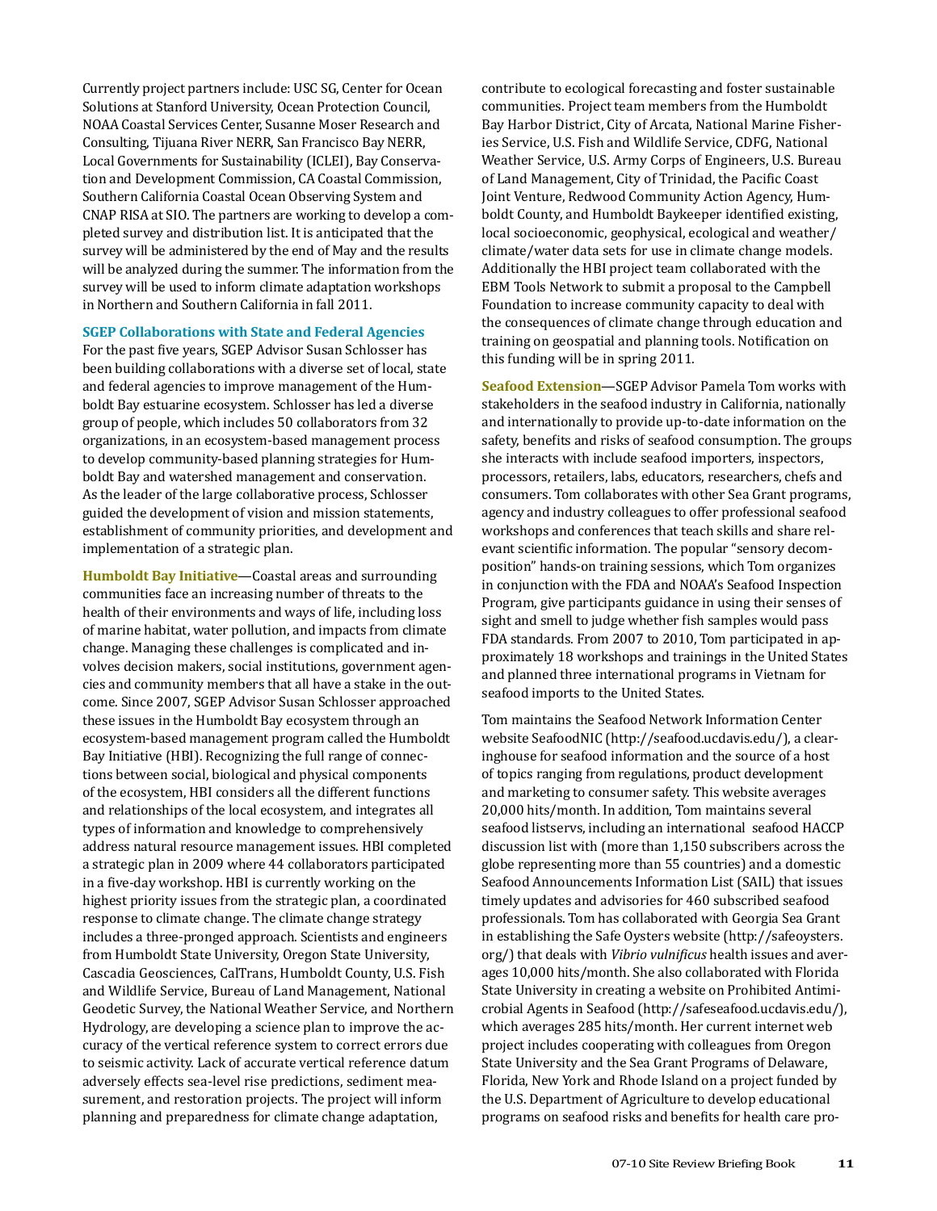Currently project partners include: USC SG, Center for Ocean Solutions at Stanford University, Ocean Protection Council, NOAA Coastal Services Center, Susanne Moser Research and Consulting, Tijuana River NERR, San Francisco Bay NERR, Local Governments for Sustainability (ICLEI), Bay Conservation and Development Commission, CA Coastal Commission, Southern California Coastal Ocean Observing System and CNAP RISA at SIO. The partners are working to develop a completed survey and distribution list. It is anticipated that the survey will be administered by the end of May and the results will be analyzed during the summer. The information from the survey will be used to inform climate adaptation workshops in Northern and Southern California in fall 2011.

### SGEP Collaborations with State and Federal Agencies

For the past five years, SGEP Advisor Susan Schlosser has been building collaborations with a diverse set of local, state and federal agencies to improve management of the Humboldt Bay estuarine ecosystem. Schlosser has led a diverse group of people, which includes 50 collaborators from 32 organizations, in an ecosystem-based management process to develop community-based planning strategies for Humboldt Bay and watershed management and conservation. As the leader of the large collaborative process, Schlosser guided the development of vision and mission statements, establishment of community priorities, and development and implementation of a strategic plan.

**Humboldt Bay Initiative**—Coastal areas and surrounding communities face an increasing number of threats to the health of their environments and ways of life, including loss of marine habitat, water pollution, and impacts from climate change. Managing these challenges is complicated and involves decision makers, social institutions, government agencies and community members that all have a stake in the outcome. Since 2007, SGEP Advisor Susan Schlosser approached these issues in the Humboldt Bay ecosystem through an ecosystem-based management program called the Humboldt Bay Initiative (HBI). Recognizing the full range of connections between social, biological and physical components of the ecosystem, HBI considers all the different functions and relationships of the local ecosystem, and integrates all types of information and knowledge to comprehensively address natural resource management issues. HBI completed a strategic plan in 2009 where 44 collaborators participated in a five-day workshop. HBI is currently working on the highest priority issues from the strategic plan, a coordinated response to climate change. The climate change strategy includes a three-pronged approach. Scientists and engineers from Humboldt State University, Oregon State University, Cascadia Geosciences, CalTrans, Humboldt County, U.S. Fish and Wildlife Service, Bureau of Land Management, National Geodetic Survey, the National Weather Service, and Northern Hydrology, are developing a science plan to improve the accuracy of the vertical reference system to correct errors due to seismic activity. Lack of accurate vertical reference datum adversely effects sea-level rise predictions, sediment measurement, and restoration projects. The project will inform planning and preparedness for climate change adaptation, contribute to ecological forecasting and foster sustainable communities. Project team members from the Humboldt Bay Harbor District, City of Arcata, National Marine Fisheries Service, U.S. Fish and Wildlife Service, CDFG, National Weather Service, U.S. Army Corps of Engineers, U.S. Bureau of Land Management, City of Trinidad, the Pacific Coast Joint Venture, Redwood Community Action Agency, Humboldt County, and Humboldt Baykeeper identified existing, local socioeconomic, geophysical, ecological and weather/climate/water data sets for use in climate change models. Additionally the HBI project team collaborated with the EBM Tools Network to submit a proposal to the Campbell Foundation to increase community capacity to deal with the consequences of climate change through education and training on geospatial and planning tools. Notification on this funding will be in spring 2011.

**Seafood Extension**—SGEP Advisor Pamela Tom works with stakeholders in the seafood industry in California, nationally and internationally to provide up-to-date information on the safety, benefits and risks of seafood consumption. The groups she interacts with include seafood importers, inspectors, processors, retailers, labs, educators, researchers, chefs and consumers. Tom collaborates with other Sea Grant programs, agency and industry colleagues to offer professional seafood workshops and conferences that teach skills and share relevant scientific information. The popular "sensory decomposition" hands-on training sessions, which Tom organizes in conjunction with the FDA and NOAA's Seafood Inspection Program, give participants guidance in using their senses of sight and smell to judge whether fish samples would pass FDA standards. From 2007 to 2010, Tom participated in approximately 18 workshops and trainings in the United States and planned three international programs in Vietnam for seafood imports to the United States.

Tom maintains the Seafood Network Information Center website SeafoodNIC (http://seafood.ucdavis.edu/), a clearinghouse for seafood information and the source of a host of topics ranging from regulations, product development and marketing to consumer safety. This website averages 20,000 hits/month. In addition, Tom maintains several seafood listservs, including an international seafood HACCP discussion list with (more than 1,150 subscribers across the globe representing more than 55 countries) and a domestic Seafood Announcements Information List (SAIL) that issues timely updates and advisories for 460 subscribed seafood professionals. Tom has collaborated with Georgia Sea Grant in establishing the Safe Oysters website (http://safeoysters.org/) that deals with *Vibrio vulnificus* health issues and averages 10,000 hits/month. She also collaborated with Florida State University in creating a website on Prohibited Antimicrobial Agents in Seafood (http://safeseafood.ucdavis.edu/), which averages 285 hits/month. Her current internet web project includes cooperating with colleagues from Oregon State University and the Sea Grant Programs of Delaware, Florida, New York and Rhode Island on a project funded by the U.S. Department of Agriculture to develop educational programs on seafood risks and benefits for health care pro-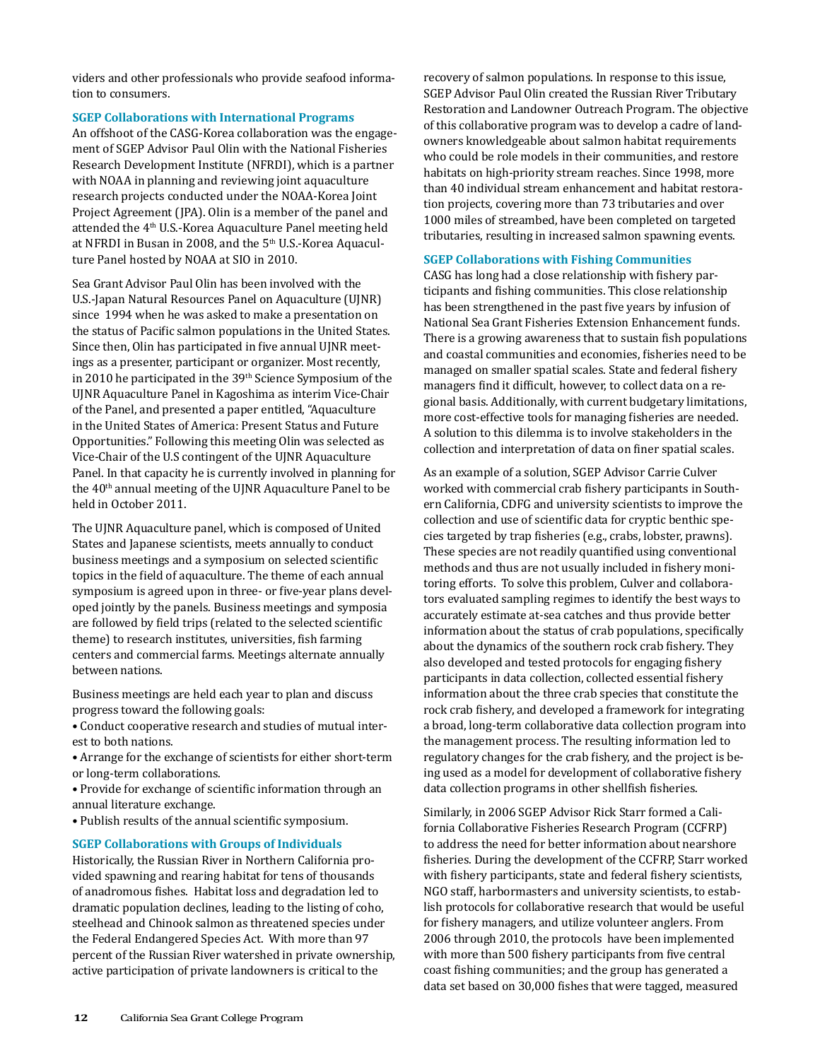viders and other professionals who provide seafood information to consumers.

### SGEP Collaborations with International Programs

An offshoot of the CASG-Korea collaboration was the engagement of SGEP Advisor Paul Olin with the National Fisheries Research Development Institute (NFRDI), which is a partner with NOAA in planning and reviewing joint aquaculture research projects conducted under the NOAA-Korea Joint Project Agreement (JPA). Olin is a member of the panel and attended the 4th U.S.-Korea Aquaculture Panel meeting held at NFRDI in Busan in 2008, and the 5th U.S.-Korea Aquaculture Panel hosted by NOAA at SIO in 2010.

Sea Grant Advisor Paul Olin has been involved with the U.S.-Japan Natural Resources Panel on Aquaculture (UJNR) since 1994 when he was asked to make a presentation on the status of Pacific salmon populations in the United States. Since then, Olin has participated in five annual UJNR meetings as a presenter, participant or organizer. Most recently, in 2010 he participated in the 39th Science Symposium of the UJNR Aquaculture Panel in Kagoshima as interim Vice-Chair of the Panel, and presented a paper entitled, "Aquaculture in the United States of America: Present Status and Future Opportunities." Following this meeting Olin was selected as Vice-Chair of the U.S contingent of the UJNR Aquaculture Panel. In that capacity he is currently involved in planning for the 40th annual meeting of the UJNR Aquaculture Panel to be held in October 2011.

The UJNR Aquaculture panel, which is composed of United States and Japanese scientists, meets annually to conduct business meetings and a symposium on selected scientific topics in the field of aquaculture. The theme of each annual symposium is agreed upon in three- or five-year plans developed jointly by the panels. Business meetings and symposia are followed by field trips (related to the selected scientific theme) to research institutes, universities, fish farming centers and commercial farms. Meetings alternate annually between nations.

Business meetings are held each year to plan and discuss progress toward the following goals:

- Conduct cooperative research and studies of mutual interest to both nations.
- Arrange for the exchange of scientists for either short-term or long-term collaborations.
- Provide for exchange of scientific information through an annual literature exchange.
- Publish results of the annual scientific symposium.

### SGEP Collaborations with Groups of Individuals

Historically, the Russian River in Northern California provided spawning and rearing habitat for tens of thousands of anadromous fishes. Habitat loss and degradation led to dramatic population declines, leading to the listing of coho, steelhead and Chinook salmon as threatened species under the Federal Endangered Species Act. With more than 97 percent of the Russian River watershed in private ownership, active participation of private landowners is critical to the recovery of salmon populations. In response to this issue, SGEP Advisor Paul Olin created the Russian River Tributary Restoration and Landowner Outreach Program. The objective of this collaborative program was to develop a cadre of landowners knowledgeable about salmon habitat requirements who could be role models in their communities, and restore habitats on high-priority stream reaches. Since 1998, more than 40 individual stream enhancement and habitat restoration projects, covering more than 73 tributaries and over 1000 miles of streambed, have been completed on targeted tributaries, resulting in increased salmon spawning events.

### SGEP Collaborations with Fishing Communities

CASG has long had a close relationship with fishery participants and fishing communities. This close relationship has been strengthened in the past five years by infusion of National Sea Grant Fisheries Extension Enhancement funds. There is a growing awareness that to sustain fish populations and coastal communities and economies, fisheries need to be managed on smaller spatial scales. State and federal fishery managers find it difficult, however, to collect data on a regional basis. Additionally, with current budgetary limitations, more cost-effective tools for managing fisheries are needed. A solution to this dilemma is to involve stakeholders in the collection and interpretation of data on finer spatial scales.

As an example of a solution, SGEP Advisor Carrie Culver worked with commercial crab fishery participants in Southern California, CDFG and university scientists to improve the collection and use of scientific data for cryptic benthic species targeted by trap fisheries (e.g., crabs, lobster, prawns). These species are not readily quantified using conventional methods and thus are not usually included in fishery monitoring efforts. To solve this problem, Culver and collaborators evaluated sampling regimes to identify the best ways to accurately estimate at-sea catches and thus provide better information about the status of crab populations, specifically about the dynamics of the southern rock crab fishery. They also developed and tested protocols for engaging fishery participants in data collection, collected essential fishery information about the three crab species that constitute the rock crab fishery, and developed a framework for integrating a broad, long-term collaborative data collection program into the management process. The resulting information led to regulatory changes for the crab fishery, and the project is being used as a model for development of collaborative fishery data collection programs in other shellfish fisheries.

Similarly, in 2006 SGEP Advisor Rick Starr formed a California Collaborative Fisheries Research Program (CCFRP) to address the need for better information about nearshore fisheries. During the development of the CCFRP, Starr worked with fishery participants, state and federal fishery scientists, NGO staff, harbormasters and university scientists, to establish protocols for collaborative research that would be useful for fishery managers, and utilize volunteer anglers. From 2006 through 2010, the protocols have been implemented with more than 500 fishery participants from five central coast fishing communities; and the group has generated a data set based on 30,000 fishes that were tagged, measured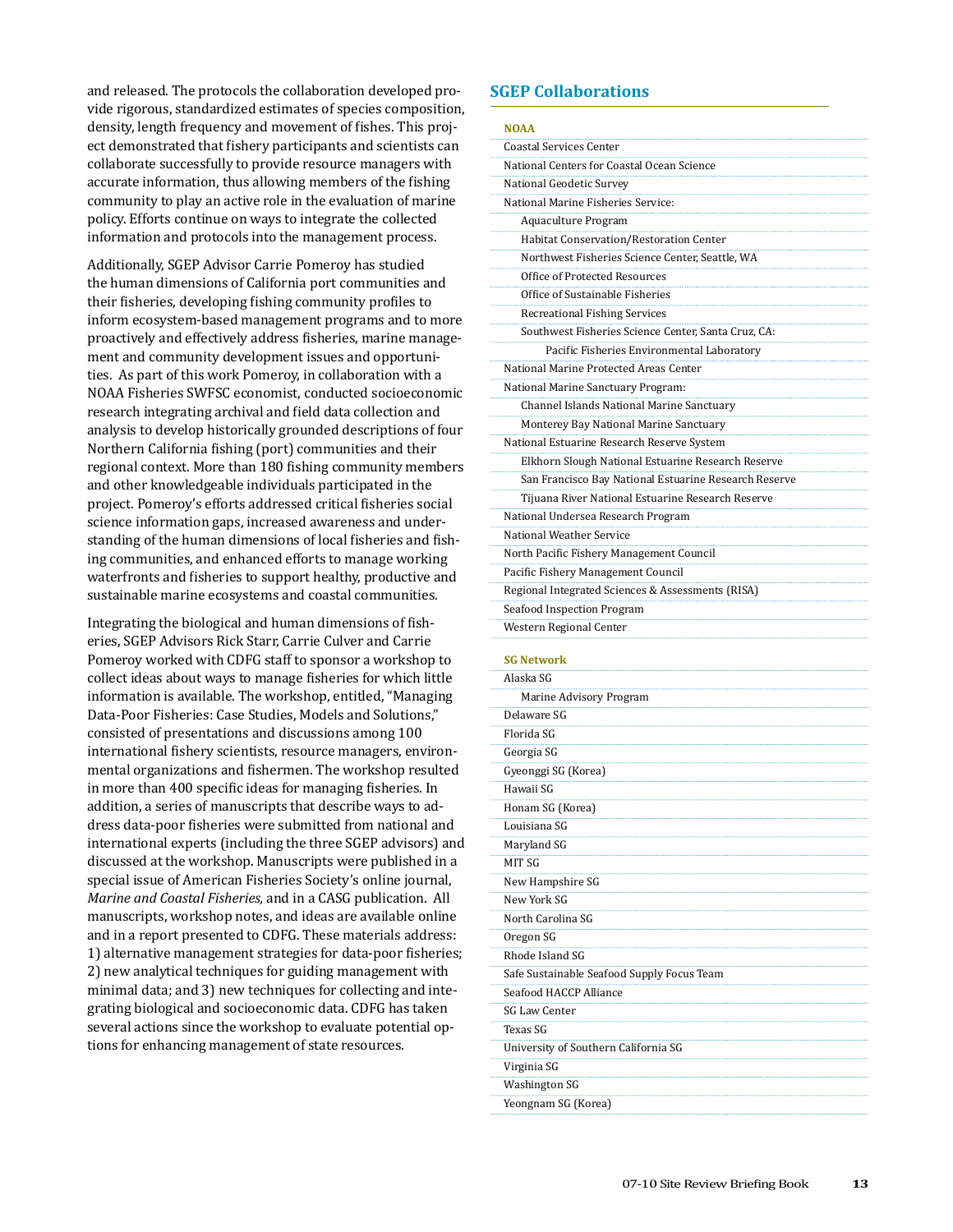and released. The protocols the collaboration developed provide rigorous, standardized estimates of species composition, density, length frequency and movement of fishes. This project demonstrated that fishery participants and scientists can collaborate successfully to provide resource managers with accurate information, thus allowing members of the fishing community to play an active role in the evaluation of marine policy. Efforts continue on ways to integrate the collected information and protocols into the management process.

Additionally, SGEP Advisor Carrie Pomeroy has studied the human dimensions of California port communities and their fisheries, developing fishing community profiles to inform ecosystem-based management programs and to more proactively and effectively address fisheries, marine management and community development issues and opportunities. As part of this work Pomeroy, in collaboration with a NOAA Fisheries SWFSC economist, conducted socioeconomic research integrating archival and field data collection and analysis to develop historically grounded descriptions of four Northern California fishing (port) communities and their regional context. More than 180 fishing community members and other knowledgeable individuals participated in the project. Pomeroy's efforts addressed critical fisheries social science information gaps, increased awareness and understanding of the human dimensions of local fisheries and fishing communities, and enhanced efforts to manage working waterfronts and fisheries to support healthy, productive and sustainable marine ecosystems and coastal communities.

Integrating the biological and human dimensions of fisheries, SGEP Advisors Rick Starr, Carrie Culver and Carrie Pomeroy worked with CDFG staff to sponsor a workshop to collect ideas about ways to manage fisheries for which little information is available. The workshop, entitled, "Managing Data-Poor Fisheries: Case Studies, Models and Solutions," consisted of presentations and discussions among 100 international fishery scientists, resource managers, environmental organizations and fishermen. The workshop resulted in more than 400 specific ideas for managing fisheries. In addition, a series of manuscripts that describe ways to address data-poor fisheries were submitted from national and international experts (including the three SGEP advisors) and discussed at the workshop. Manuscripts were published in a special issue of American Fisheries Society's online journal, *Marine and Coastal Fisheries,* and in a CASG publication. All manuscripts, workshop notes, and ideas are available online and in a report presented to CDFG. These materials address: 1) alternative management strategies for data-poor fisheries; 2) new analytical techniques for guiding management with minimal data; and 3) new techniques for collecting and integrating biological and socioeconomic data. CDFG has taken several actions since the workshop to evaluate potential options for enhancing management of state resources.

## SGEP Collaborations

**NOAA**

- Coastal Services Center
- National Centers for Coastal Ocean Science
- National Geodetic Survey
- National Marine Fisheries Service:
  - Aquaculture Program
  - Habitat Conservation/Restoration Center
  - Northwest Fisheries Science Center, Seattle, WA
  - Office of Protected Resources
  - Office of Sustainable Fisheries
  - Recreational Fishing Services
  - Southwest Fisheries Science Center, Santa Cruz, CA:
    - Pacific Fisheries Environmental Laboratory
- National Marine Protected Areas Center
- National Marine Sanctuary Program:
  - Channel Islands National Marine Sanctuary
  - Monterey Bay National Marine Sanctuary
- National Estuarine Research Reserve System
  - Elkhorn Slough National Estuarine Research Reserve
  - San Francisco Bay National Estuarine Research Reserve
  - Tijuana River National Estuarine Research Reserve
- National Undersea Research Program
- National Weather Service
- North Pacific Fishery Management Council
- Pacific Fishery Management Council
- Regional Integrated Sciences & Assessments (RISA)
- Seafood Inspection Program
- Western Regional Center

**SG Network**

- Alaska SG
  - Marine Advisory Program
- Delaware SG
- Florida SG
- Georgia SG
- Gyeonggi SG (Korea)
- Hawaii SG
- Honam SG (Korea)
- Louisiana SG
- Maryland SG
- MIT SG
- New Hampshire SG
- New York SG
- North Carolina SG
- Oregon SG
- Rhode Island SG
- Safe Sustainable Seafood Supply Focus Team
- Seafood HACCP Alliance
- SG Law Center
- Texas SG
- University of Southern California SG
- Virginia SG
- Washington SG
- Yeongnam SG (Korea)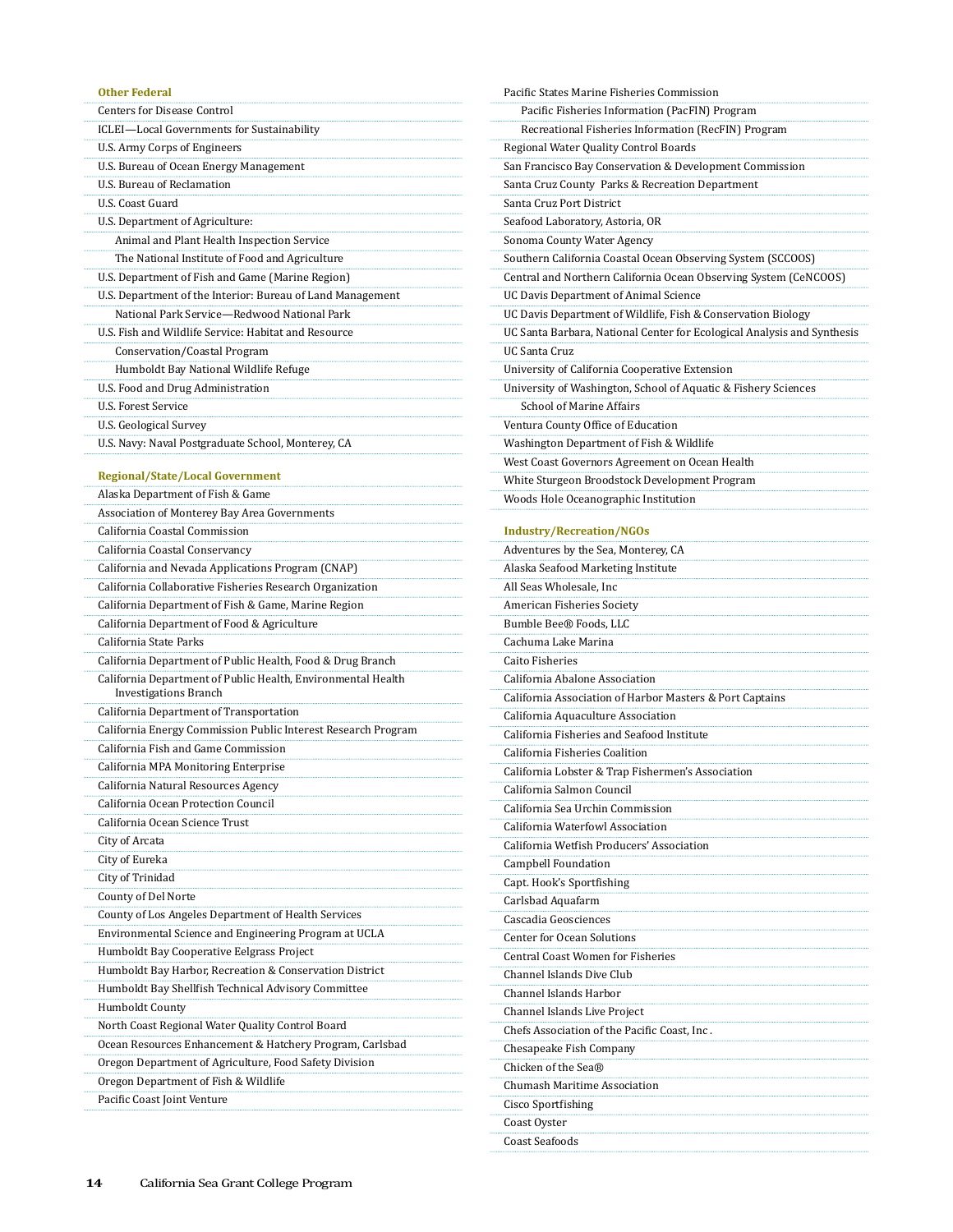### Other Federal

- Centers for Disease Control
- ICLEI—Local Governments for Sustainability
- U.S. Army Corps of Engineers
- U.S. Bureau of Ocean Energy Management
- U.S. Bureau of Reclamation
- U.S. Coast Guard
- U.S. Department of Agriculture:
  - Animal and Plant Health Inspection Service
  - The National Institute of Food and Agriculture
- U.S. Department of Fish and Game (Marine Region)
- U.S. Department of the Interior: Bureau of Land Management
  - National Park Service—Redwood National Park
- U.S. Fish and Wildlife Service: Habitat and Resource
  - Conservation/Coastal Program
  - Humboldt Bay National Wildlife Refuge
- U.S. Food and Drug Administration
- U.S. Forest Service
- U.S. Geological Survey
- U.S. Navy: Naval Postgraduate School, Monterey, CA

### Regional/State/Local Government

- Alaska Department of Fish & Game
- Association of Monterey Bay Area Governments
- California Coastal Commission
- California Coastal Conservancy
- California and Nevada Applications Program (CNAP)
- California Collaborative Fisheries Research Organization
- California Department of Fish & Game, Marine Region
- California Department of Food & Agriculture
- California State Parks
- California Department of Public Health, Food & Drug Branch
- California Department of Public Health, Environmental Health Investigations Branch
- California Department of Transportation
- California Energy Commission Public Interest Research Program
- California Fish and Game Commission
- California MPA Monitoring Enterprise
- California Natural Resources Agency
- California Ocean Protection Council
- California Ocean Science Trust
- City of Arcata
- City of Eureka
- City of Trinidad
- County of Del Norte
- County of Los Angeles Department of Health Services
- Environmental Science and Engineering Program at UCLA
- Humboldt Bay Cooperative Eelgrass Project
- Humboldt Bay Harbor, Recreation & Conservation District
- Humboldt Bay Shellfish Technical Advisory Committee
- Humboldt County
- North Coast Regional Water Quality Control Board
- Ocean Resources Enhancement & Hatchery Program, Carlsbad
- Oregon Department of Agriculture, Food Safety Division
- Oregon Department of Fish & Wildlife
- Pacific Coast Joint Venture
- Pacific States Marine Fisheries Commission
  - Pacific Fisheries Information (PacFIN) Program
  - Recreational Fisheries Information (RecFIN) Program
- Regional Water Quality Control Boards
- San Francisco Bay Conservation & Development Commission
- Santa Cruz County Parks & Recreation Department
- Santa Cruz Port District
- Seafood Laboratory, Astoria, OR
- Sonoma County Water Agency
- Southern California Coastal Ocean Observing System (SCCOOS)
- Central and Northern California Ocean Observing System (CeNCOOS)
- UC Davis Department of Animal Science
- UC Davis Department of Wildlife, Fish & Conservation Biology
- UC Santa Barbara, National Center for Ecological Analysis and Synthesis
- UC Santa Cruz
- University of California Cooperative Extension
- University of Washington, School of Aquatic & Fishery Sciences
  - School of Marine Affairs
- Ventura County Office of Education
- Washington Department of Fish & Wildlife
- West Coast Governors Agreement on Ocean Health
- White Sturgeon Broodstock Development Program
- Woods Hole Oceanographic Institution

### Industry/Recreation/NGOs

- Adventures by the Sea, Monterey, CA
- Alaska Seafood Marketing Institute
- All Seas Wholesale, Inc
- American Fisheries Society
- Bumble Bee® Foods, LLC
- Cachuma Lake Marina
- Caito Fisheries
- California Abalone Association
- California Association of Harbor Masters & Port Captains
- California Aquaculture Association
- California Fisheries and Seafood Institute
- California Fisheries Coalition
- California Lobster & Trap Fishermen's Association
- California Salmon Council
- California Sea Urchin Commission
- California Waterfowl Association
- California Wetfish Producers' Association
- Campbell Foundation
- Capt. Hook's Sportfishing
- Carlsbad Aquafarm
- Cascadia Geosciences
- Center for Ocean Solutions
- Central Coast Women for Fisheries
- Channel Islands Dive Club
- Channel Islands Harbor
- Channel Islands Live Project
- Chefs Association of the Pacific Coast, Inc .
- Chesapeake Fish Company
- Chicken of the Sea®
- Chumash Maritime Association
- Cisco Sportfishing
- Coast Oyster
- Coast Seafoods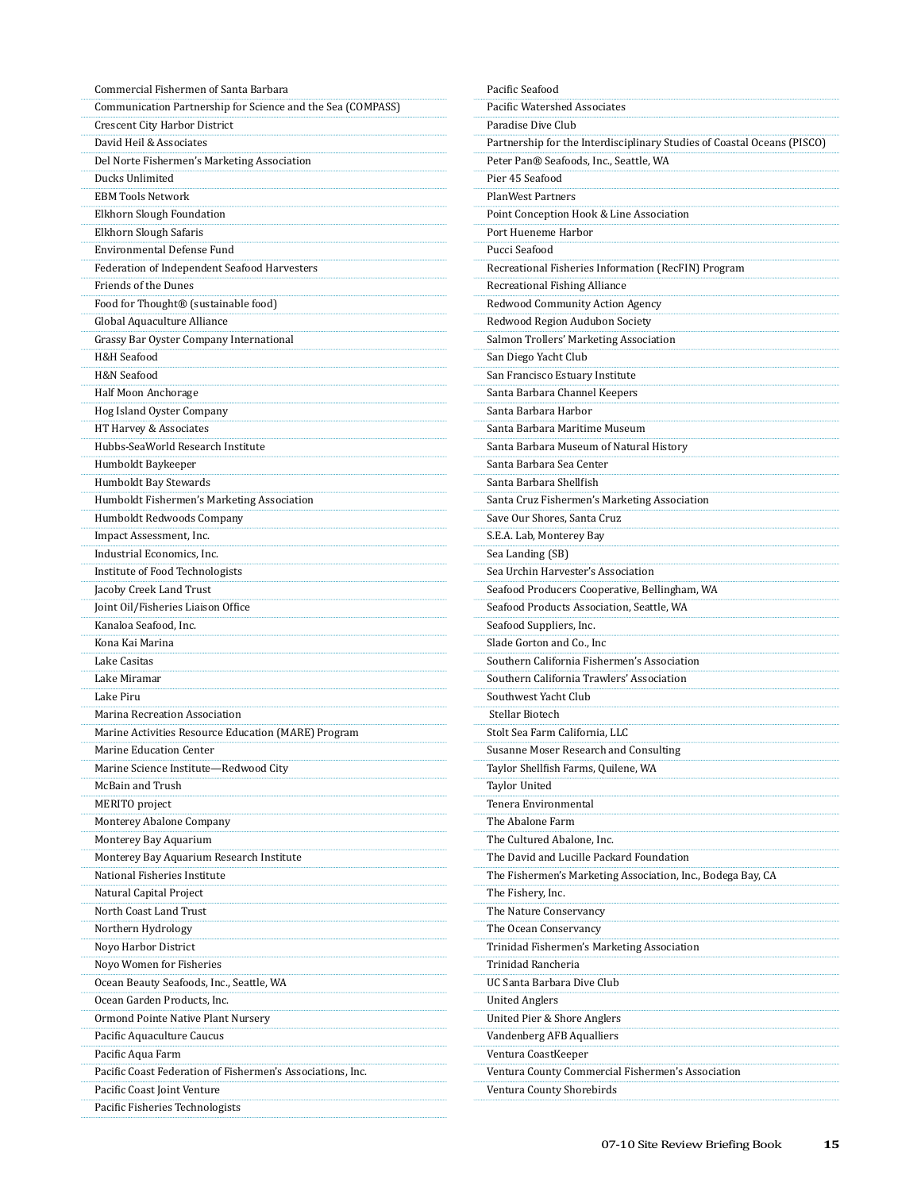Commercial Fishermen of Santa Barbara
Communication Partnership for Science and the Sea (COMPASS)
Crescent City Harbor District
David Heil & Associates
Del Norte Fishermen's Marketing Association
Ducks Unlimited
EBM Tools Network
Elkhorn Slough Foundation
Elkhorn Slough Safaris
Environmental Defense Fund
Federation of Independent Seafood Harvesters
Friends of the Dunes
Food for Thought® (sustainable food)
Global Aquaculture Alliance
Grassy Bar Oyster Company International
H&H Seafood
H&N Seafood
Half Moon Anchorage
Hog Island Oyster Company
HT Harvey & Associates
Hubbs-SeaWorld Research Institute
Humboldt Baykeeper
Humboldt Bay Stewards
Humboldt Fishermen's Marketing Association
Humboldt Redwoods Company
Impact Assessment, Inc.
Industrial Economics, Inc.
Institute of Food Technologists
Jacoby Creek Land Trust
Joint Oil/Fisheries Liaison Office
Kanaloa Seafood, Inc.
Kona Kai Marina
Lake Casitas
Lake Miramar
Lake Piru
Marina Recreation Association
Marine Activities Resource Education (MARE) Program
Marine Education Center
Marine Science Institute—Redwood City
McBain and Trush
MERITO project
Monterey Abalone Company
Monterey Bay Aquarium
Monterey Bay Aquarium Research Institute
National Fisheries Institute
Natural Capital Project
North Coast Land Trust
Northern Hydrology
Noyo Harbor District
Noyo Women for Fisheries
Ocean Beauty Seafoods, Inc., Seattle, WA
Ocean Garden Products, Inc.
Ormond Pointe Native Plant Nursery
Pacific Aquaculture Caucus
Pacific Aqua Farm
Pacific Coast Federation of Fishermen's Associations, Inc.
Pacific Coast Joint Venture
Pacific Fisheries Technologists
Pacific Seafood
Pacific Watershed Associates
Paradise Dive Club
Partnership for the Interdisciplinary Studies of Coastal Oceans (PISCO)
Peter Pan® Seafoods, Inc., Seattle, WA
Pier 45 Seafood
PlanWest Partners
Point Conception Hook & Line Association
Port Hueneme Harbor
Pucci Seafood
Recreational Fisheries Information (RecFIN) Program
Recreational Fishing Alliance
Redwood Community Action Agency
Redwood Region Audubon Society
Salmon Trollers' Marketing Association
San Diego Yacht Club
San Francisco Estuary Institute
Santa Barbara Channel Keepers
Santa Barbara Harbor
Santa Barbara Maritime Museum
Santa Barbara Museum of Natural History
Santa Barbara Sea Center
Santa Barbara Shellfish
Santa Cruz Fishermen's Marketing Association
Save Our Shores, Santa Cruz
S.E.A. Lab, Monterey Bay
Sea Landing (SB)
Sea Urchin Harvester's Association
Seafood Producers Cooperative, Bellingham, WA
Seafood Products Association, Seattle, WA
Seafood Suppliers, Inc.
Slade Gorton and Co., Inc
Southern California Fishermen's Association
Southern California Trawlers' Association
Southwest Yacht Club
Stellar Biotech
Stolt Sea Farm California, LLC
Susanne Moser Research and Consulting
Taylor Shellfish Farms, Quilene, WA
Taylor United
Tenera Environmental
The Abalone Farm
The Cultured Abalone, Inc.
The David and Lucille Packard Foundation
The Fishermen's Marketing Association, Inc., Bodega Bay, CA
The Fishery, Inc.
The Nature Conservancy
The Ocean Conservancy
Trinidad Fishermen's Marketing Association
Trinidad Rancheria
UC Santa Barbara Dive Club
United Anglers
United Pier & Shore Anglers
Vandenberg AFB Aqualliers
Ventura CoastKeeper
Ventura County Commercial Fishermen's Association
Ventura County Shorebirds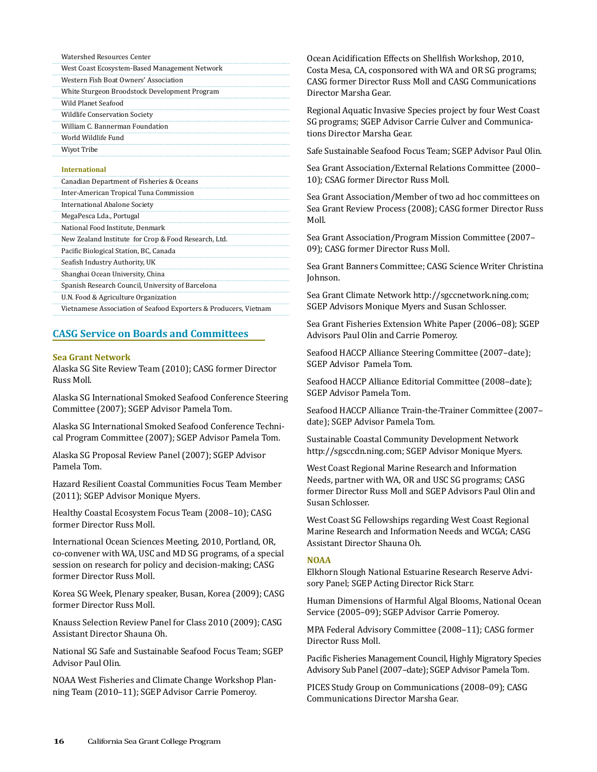Watershed Resources Center

West Coast Ecosystem-Based Management Network

Western Fish Boat Owners' Association

White Sturgeon Broodstock Development Program

Wild Planet Seafood

Wildlife Conservation Society

William C. Bannerman Foundation

World Wildlife Fund

Wiyot Tribe

### International

Canadian Department of Fisheries & Oceans

Inter-American Tropical Tuna Commission

International Abalone Society

MegaPesca Lda., Portugal

National Food Institute, Denmark

New Zealand Institute for Crop & Food Research, Ltd.

Pacific Biological Station, BC, Canada

Seafish Industry Authority, UK

Shanghai Ocean University, China

Spanish Research Council, University of Barcelona

U.N. Food & Agriculture Organization

Vietnamese Association of Seafood Exporters & Producers, Vietnam

## CASG Service on Boards and Committees

### Sea Grant Network

Alaska SG Site Review Team (2010); CASG former Director Russ Moll.

Alaska SG International Smoked Seafood Conference Steering Committee (2007); SGEP Advisor Pamela Tom.

Alaska SG International Smoked Seafood Conference Technical Program Committee (2007); SGEP Advisor Pamela Tom.

Alaska SG Proposal Review Panel (2007); SGEP Advisor Pamela Tom.

Hazard Resilient Coastal Communities Focus Team Member (2011); SGEP Advisor Monique Myers.

Healthy Coastal Ecosystem Focus Team (2008–10); CASG former Director Russ Moll.

International Ocean Sciences Meeting, 2010, Portland, OR, co-convener with WA, USC and MD SG programs, of a special session on research for policy and decision-making; CASG former Director Russ Moll.

Korea SG Week, Plenary speaker, Busan, Korea (2009); CASG former Director Russ Moll.

Knauss Selection Review Panel for Class 2010 (2009); CASG Assistant Director Shauna Oh.

National SG Safe and Sustainable Seafood Focus Team; SGEP Advisor Paul Olin.

NOAA West Fisheries and Climate Change Workshop Planning Team (2010–11); SGEP Advisor Carrie Pomeroy.

Ocean Acidification Effects on Shellfish Workshop, 2010, Costa Mesa, CA, cosponsored with WA and OR SG programs; CASG former Director Russ Moll and CASG Communications Director Marsha Gear.

Regional Aquatic Invasive Species project by four West Coast SG programs; SGEP Advisor Carrie Culver and Communications Director Marsha Gear.

Safe Sustainable Seafood Focus Team; SGEP Advisor Paul Olin.

Sea Grant Association/External Relations Committee (2000–10); CSAG former Director Russ Moll.

Sea Grant Association/Member of two ad hoc committees on Sea Grant Review Process (2008); CASG former Director Russ Moll.

Sea Grant Association/Program Mission Committee (2007–09); CASG former Director Russ Moll.

Sea Grant Banners Committee; CASG Science Writer Christina Johnson.

Sea Grant Climate Network http://sgccnetwork.ning.com; SGEP Advisors Monique Myers and Susan Schlosser.

Sea Grant Fisheries Extension White Paper (2006–08); SGEP Advisors Paul Olin and Carrie Pomeroy.

Seafood HACCP Alliance Steering Committee (2007–date); SGEP Advisor Pamela Tom.

Seafood HACCP Alliance Editorial Committee (2008–date); SGEP Advisor Pamela Tom.

Seafood HACCP Alliance Train-the-Trainer Committee (2007–date); SGEP Advisor Pamela Tom.

Sustainable Coastal Community Development Network http://sgsccdn.ning.com; SGEP Advisor Monique Myers.

West Coast Regional Marine Research and Information Needs, partner with WA, OR and USC SG programs; CASG former Director Russ Moll and SGEP Advisors Paul Olin and Susan Schlosser.

West Coast SG Fellowships regarding West Coast Regional Marine Research and Information Needs and WCGA; CASG Assistant Director Shauna Oh.

### NOAA

Elkhorn Slough National Estuarine Research Reserve Advisory Panel; SGEP Acting Director Rick Starr.

Human Dimensions of Harmful Algal Blooms, National Ocean Service (2005–09); SGEP Advisor Carrie Pomeroy.

MPA Federal Advisory Committee (2008–11); CASG former Director Russ Moll.

Pacific Fisheries Management Council, Highly Migratory Species Advisory Sub Panel (2007–date); SGEP Advisor Pamela Tom.

PICES Study Group on Communications (2008–09); CASG Communications Director Marsha Gear.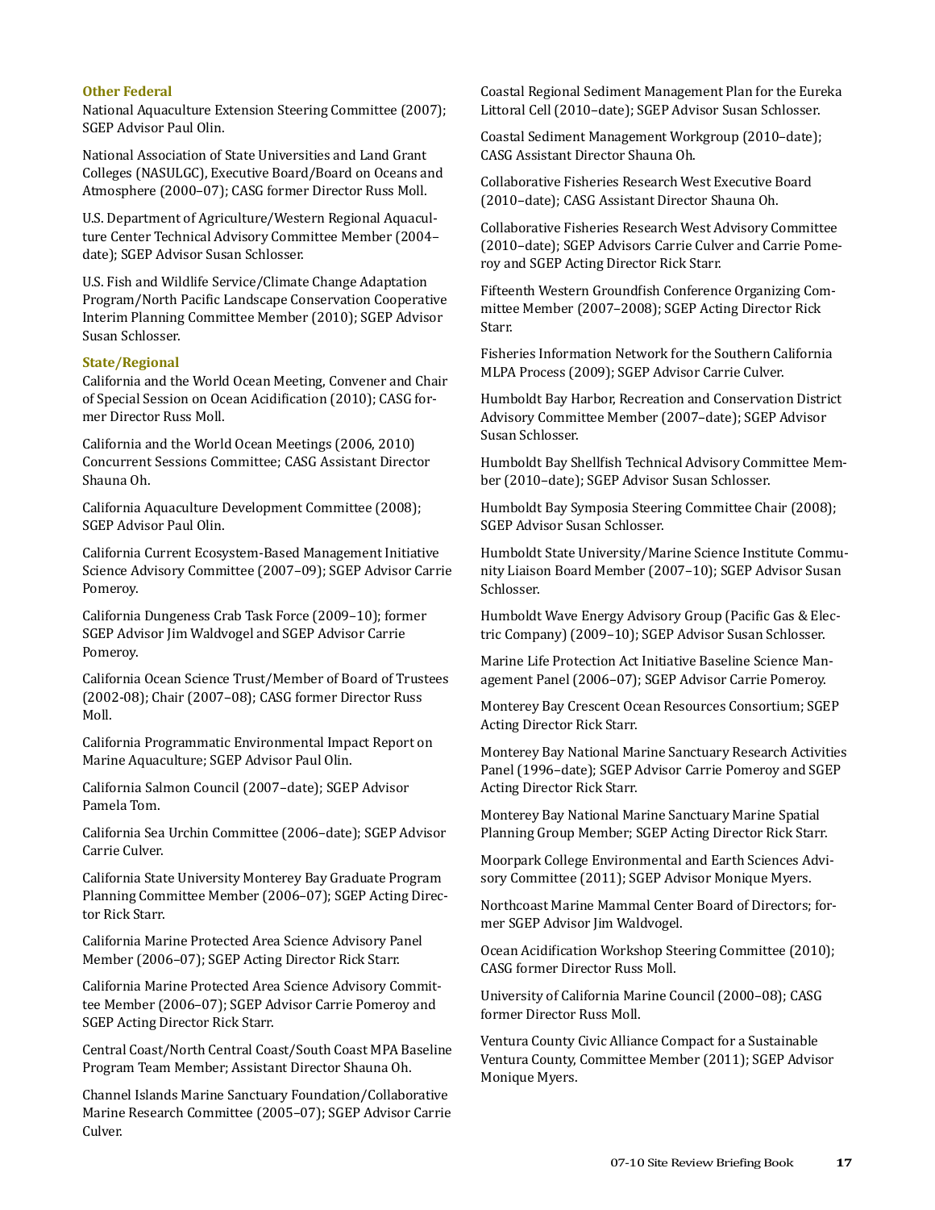### Other Federal

National Aquaculture Extension Steering Committee (2007); SGEP Advisor Paul Olin.

National Association of State Universities and Land Grant Colleges (NASULGC), Executive Board/Board on Oceans and Atmosphere (2000–07); CASG former Director Russ Moll.

U.S. Department of Agriculture/Western Regional Aquaculture Center Technical Advisory Committee Member (2004–date); SGEP Advisor Susan Schlosser.

U.S. Fish and Wildlife Service/Climate Change Adaptation Program/North Pacific Landscape Conservation Cooperative Interim Planning Committee Member (2010); SGEP Advisor Susan Schlosser.

### State/Regional

California and the World Ocean Meeting, Convener and Chair of Special Session on Ocean Acidification (2010); CASG former Director Russ Moll.

California and the World Ocean Meetings (2006, 2010) Concurrent Sessions Committee; CASG Assistant Director Shauna Oh.

California Aquaculture Development Committee (2008); SGEP Advisor Paul Olin.

California Current Ecosystem-Based Management Initiative Science Advisory Committee (2007–09); SGEP Advisor Carrie Pomeroy.

California Dungeness Crab Task Force (2009–10); former SGEP Advisor Jim Waldvogel and SGEP Advisor Carrie Pomeroy.

California Ocean Science Trust/Member of Board of Trustees (2002-08); Chair (2007–08); CASG former Director Russ Moll.

California Programmatic Environmental Impact Report on Marine Aquaculture; SGEP Advisor Paul Olin.

California Salmon Council (2007–date); SGEP Advisor Pamela Tom.

California Sea Urchin Committee (2006–date); SGEP Advisor Carrie Culver.

California State University Monterey Bay Graduate Program Planning Committee Member (2006–07); SGEP Acting Director Rick Starr.

California Marine Protected Area Science Advisory Panel Member (2006–07); SGEP Acting Director Rick Starr.

California Marine Protected Area Science Advisory Committee Member (2006–07); SGEP Advisor Carrie Pomeroy and SGEP Acting Director Rick Starr.

Central Coast/North Central Coast/South Coast MPA Baseline Program Team Member; Assistant Director Shauna Oh.

Channel Islands Marine Sanctuary Foundation/Collaborative Marine Research Committee (2005–07); SGEP Advisor Carrie Culver.

Coastal Regional Sediment Management Plan for the Eureka Littoral Cell (2010–date); SGEP Advisor Susan Schlosser.

Coastal Sediment Management Workgroup (2010–date); CASG Assistant Director Shauna Oh.

Collaborative Fisheries Research West Executive Board (2010–date); CASG Assistant Director Shauna Oh.

Collaborative Fisheries Research West Advisory Committee (2010–date); SGEP Advisors Carrie Culver and Carrie Pomeroy and SGEP Acting Director Rick Starr.

Fifteenth Western Groundfish Conference Organizing Committee Member (2007–2008); SGEP Acting Director Rick Starr.

Fisheries Information Network for the Southern California MLPA Process (2009); SGEP Advisor Carrie Culver.

Humboldt Bay Harbor, Recreation and Conservation District Advisory Committee Member (2007–date); SGEP Advisor Susan Schlosser.

Humboldt Bay Shellfish Technical Advisory Committee Member (2010–date); SGEP Advisor Susan Schlosser.

Humboldt Bay Symposia Steering Committee Chair (2008); SGEP Advisor Susan Schlosser.

Humboldt State University/Marine Science Institute Community Liaison Board Member (2007–10); SGEP Advisor Susan Schlosser.

Humboldt Wave Energy Advisory Group (Pacific Gas & Electric Company) (2009–10); SGEP Advisor Susan Schlosser.

Marine Life Protection Act Initiative Baseline Science Management Panel (2006–07); SGEP Advisor Carrie Pomeroy.

Monterey Bay Crescent Ocean Resources Consortium; SGEP Acting Director Rick Starr.

Monterey Bay National Marine Sanctuary Research Activities Panel (1996–date); SGEP Advisor Carrie Pomeroy and SGEP Acting Director Rick Starr.

Monterey Bay National Marine Sanctuary Marine Spatial Planning Group Member; SGEP Acting Director Rick Starr.

Moorpark College Environmental and Earth Sciences Advisory Committee (2011); SGEP Advisor Monique Myers.

Northcoast Marine Mammal Center Board of Directors; former SGEP Advisor Jim Waldvogel.

Ocean Acidification Workshop Steering Committee (2010); CASG former Director Russ Moll.

University of California Marine Council (2000–08); CASG former Director Russ Moll.

Ventura County Civic Alliance Compact for a Sustainable Ventura County, Committee Member (2011); SGEP Advisor Monique Myers.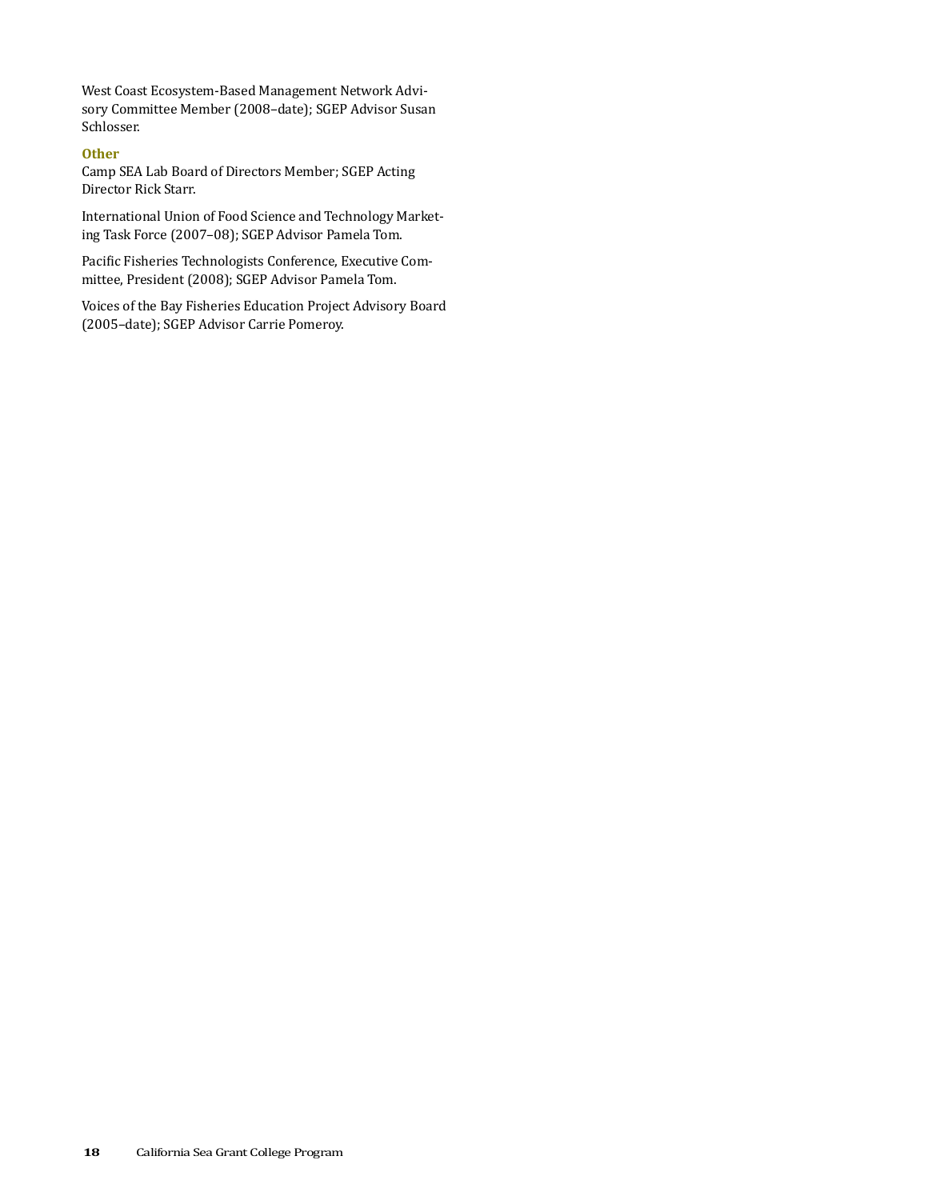West Coast Ecosystem-Based Management Network Advisory Committee Member (2008–date); SGEP Advisor Susan Schlosser.

### Other

Camp SEA Lab Board of Directors Member; SGEP Acting Director Rick Starr.

International Union of Food Science and Technology Marketing Task Force (2007–08); SGEP Advisor Pamela Tom.

Pacific Fisheries Technologists Conference, Executive Committee, President (2008); SGEP Advisor Pamela Tom.

Voices of the Bay Fisheries Education Project Advisory Board (2005–date); SGEP Advisor Carrie Pomeroy.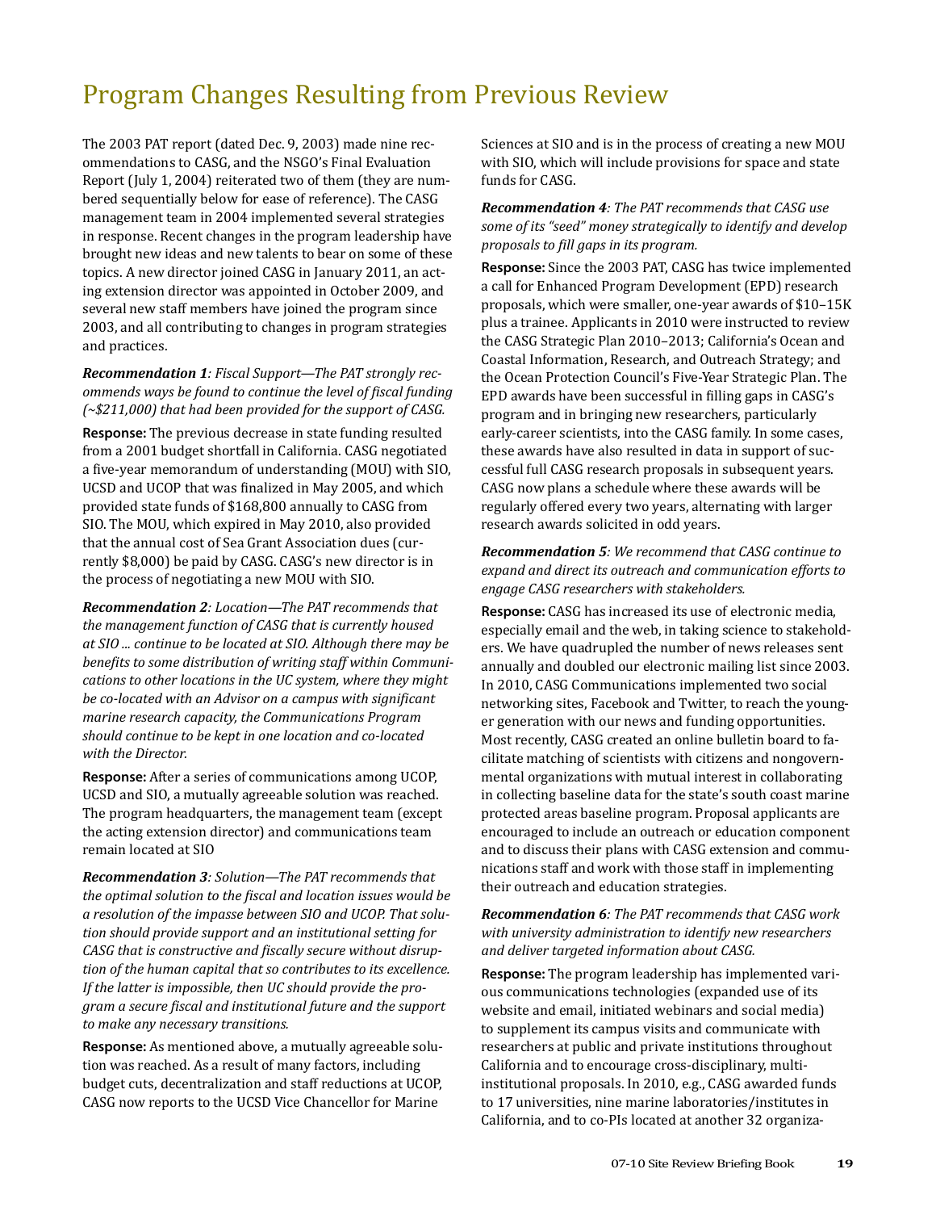# Program Changes Resulting from Previous Review

The 2003 PAT report (dated Dec. 9, 2003) made nine recommendations to CASG, and the NSGO's Final Evaluation Report (July 1, 2004) reiterated two of them (they are numbered sequentially below for ease of reference). The CASG management team in 2004 implemented several strategies in response. Recent changes in the program leadership have brought new ideas and new talents to bear on some of these topics. A new director joined CASG in January 2011, an acting extension director was appointed in October 2009, and several new staff members have joined the program since 2003, and all contributing to changes in program strategies and practices.

***Recommendation 1****: Fiscal Support—The PAT strongly recommends ways be found to continue the level of fiscal funding (~$211,000) that had been provided for the support of CASG.*

**Response:** The previous decrease in state funding resulted from a 2001 budget shortfall in California. CASG negotiated a five-year memorandum of understanding (MOU) with SIO, UCSD and UCOP that was finalized in May 2005, and which provided state funds of $168,800 annually to CASG from SIO. The MOU, which expired in May 2010, also provided that the annual cost of Sea Grant Association dues (currently $8,000) be paid by CASG. CASG's new director is in the process of negotiating a new MOU with SIO.

***Recommendation 2****: Location—The PAT recommends that the management function of CASG that is currently housed at SIO ... continue to be located at SIO. Although there may be benefits to some distribution of writing staff within Communications to other locations in the UC system, where they might be co-located with an Advisor on a campus with significant marine research capacity, the Communications Program should continue to be kept in one location and co-located with the Director.*

**Response:** After a series of communications among UCOP, UCSD and SIO, a mutually agreeable solution was reached. The program headquarters, the management team (except the acting extension director) and communications team remain located at SIO

***Recommendation 3****: Solution—The PAT recommends that the optimal solution to the fiscal and location issues would be a resolution of the impasse between SIO and UCOP. That solution should provide support and an institutional setting for CASG that is constructive and fiscally secure without disruption of the human capital that so contributes to its excellence. If the latter is impossible, then UC should provide the program a secure fiscal and institutional future and the support to make any necessary transitions.*

**Response:** As mentioned above, a mutually agreeable solution was reached. As a result of many factors, including budget cuts, decentralization and staff reductions at UCOP, CASG now reports to the UCSD Vice Chancellor for Marine Sciences at SIO and is in the process of creating a new MOU with SIO, which will include provisions for space and state funds for CASG.

***Recommendation 4****: The PAT recommends that CASG use some of its "seed" money strategically to identify and develop proposals to fill gaps in its program.*

**Response:** Since the 2003 PAT, CASG has twice implemented a call for Enhanced Program Development (EPD) research proposals, which were smaller, one-year awards of $10–15K plus a trainee. Applicants in 2010 were instructed to review the CASG Strategic Plan 2010–2013; California's Ocean and Coastal Information, Research, and Outreach Strategy; and the Ocean Protection Council's Five-Year Strategic Plan. The EPD awards have been successful in filling gaps in CASG's program and in bringing new researchers, particularly early-career scientists, into the CASG family. In some cases, these awards have also resulted in data in support of successful full CASG research proposals in subsequent years. CASG now plans a schedule where these awards will be regularly offered every two years, alternating with larger research awards solicited in odd years.

***Recommendation 5****: We recommend that CASG continue to expand and direct its outreach and communication efforts to engage CASG researchers with stakeholders.*

**Response:** CASG has increased its use of electronic media, especially email and the web, in taking science to stakeholders. We have quadrupled the number of news releases sent annually and doubled our electronic mailing list since 2003. In 2010, CASG Communications implemented two social networking sites, Facebook and Twitter, to reach the younger generation with our news and funding opportunities. Most recently, CASG created an online bulletin board to facilitate matching of scientists with citizens and nongovernmental organizations with mutual interest in collaborating in collecting baseline data for the state's south coast marine protected areas baseline program. Proposal applicants are encouraged to include an outreach or education component and to discuss their plans with CASG extension and communications staff and work with those staff in implementing their outreach and education strategies.

***Recommendation 6****: The PAT recommends that CASG work with university administration to identify new researchers and deliver targeted information about CASG.*

**Response:** The program leadership has implemented various communications technologies (expanded use of its website and email, initiated webinars and social media) to supplement its campus visits and communicate with researchers at public and private institutions throughout California and to encourage cross-disciplinary, multi-institutional proposals. In 2010, e.g., CASG awarded funds to 17 universities, nine marine laboratories/institutes in California, and to co-PIs located at another 32 organiza-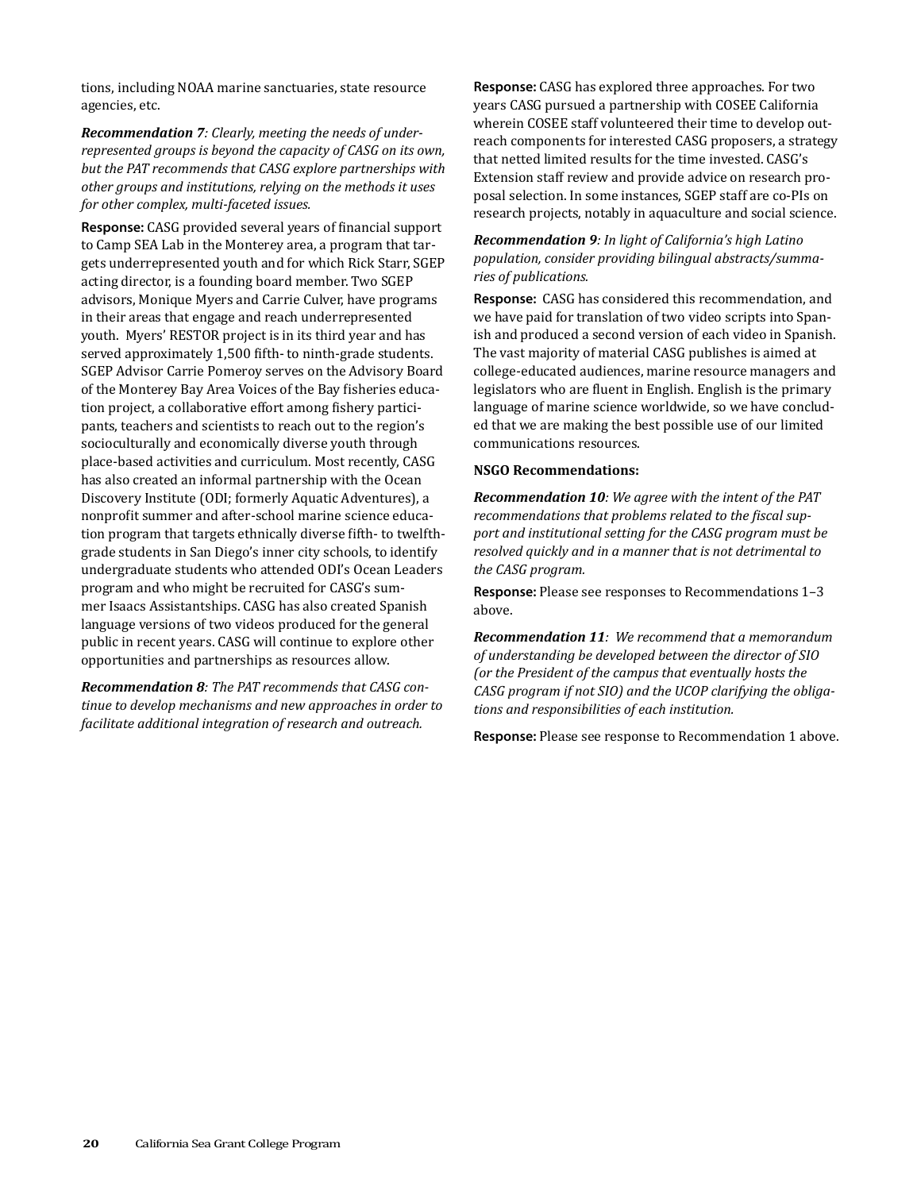tions, including NOAA marine sanctuaries, state resource agencies, etc.

***Recommendation 7****: Clearly, meeting the needs of underrepresented groups is beyond the capacity of CASG on its own, but the PAT recommends that CASG explore partnerships with other groups and institutions, relying on the methods it uses for other complex, multi-faceted issues.*

**Response:** CASG provided several years of financial support to Camp SEA Lab in the Monterey area, a program that targets underrepresented youth and for which Rick Starr, SGEP acting director, is a founding board member. Two SGEP advisors, Monique Myers and Carrie Culver, have programs in their areas that engage and reach underrepresented youth. Myers' RESTOR project is in its third year and has served approximately 1,500 fifth- to ninth-grade students. SGEP Advisor Carrie Pomeroy serves on the Advisory Board of the Monterey Bay Area Voices of the Bay fisheries education project, a collaborative effort among fishery participants, teachers and scientists to reach out to the region's socioculturally and economically diverse youth through place-based activities and curriculum. Most recently, CASG has also created an informal partnership with the Ocean Discovery Institute (ODI; formerly Aquatic Adventures), a nonprofit summer and after-school marine science education program that targets ethnically diverse fifth- to twelfth-grade students in San Diego's inner city schools, to identify undergraduate students who attended ODI's Ocean Leaders program and who might be recruited for CASG's summer Isaacs Assistantships. CASG has also created Spanish language versions of two videos produced for the general public in recent years. CASG will continue to explore other opportunities and partnerships as resources allow.

***Recommendation 8****: The PAT recommends that CASG continue to develop mechanisms and new approaches in order to facilitate additional integration of research and outreach.*

**Response:** CASG has explored three approaches. For two years CASG pursued a partnership with COSEE California wherein COSEE staff volunteered their time to develop outreach components for interested CASG proposers, a strategy that netted limited results for the time invested. CASG's Extension staff review and provide advice on research proposal selection. In some instances, SGEP staff are co-PIs on research projects, notably in aquaculture and social science.

***Recommendation 9****: In light of California's high Latino population, consider providing bilingual abstracts/summaries of publications.*

**Response:** CASG has considered this recommendation, and we have paid for translation of two video scripts into Spanish and produced a second version of each video in Spanish. The vast majority of material CASG publishes is aimed at college-educated audiences, marine resource managers and legislators who are fluent in English. English is the primary language of marine science worldwide, so we have concluded that we are making the best possible use of our limited communications resources.

**NSGO Recommendations:**

***Recommendation 10****: We agree with the intent of the PAT recommendations that problems related to the fiscal support and institutional setting for the CASG program must be resolved quickly and in a manner that is not detrimental to the CASG program.*

**Response:** Please see responses to Recommendations 1–3 above.

***Recommendation 11****: We recommend that a memorandum of understanding be developed between the director of SIO (or the President of the campus that eventually hosts the CASG program if not SIO) and the UCOP clarifying the obligations and responsibilities of each institution.*

**Response:** Please see response to Recommendation 1 above.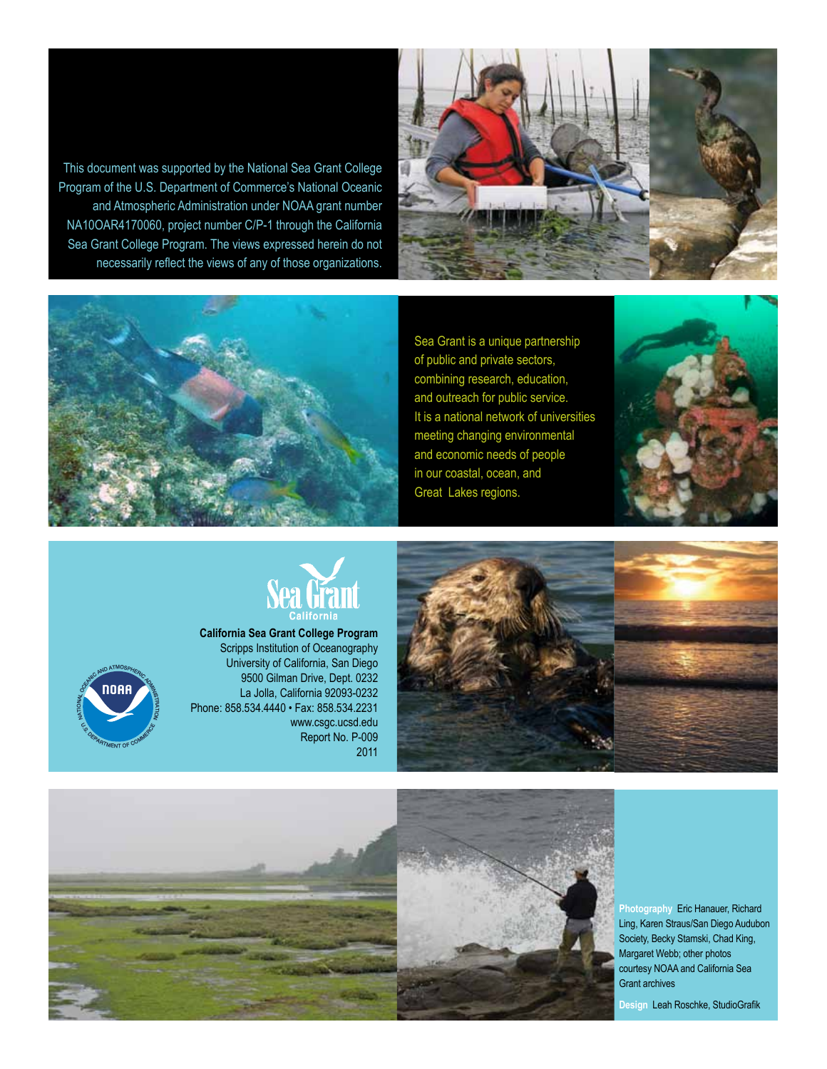This document was supported by the National Sea Grant College Program of the U.S. Department of Commerce's National Oceanic and Atmospheric Administration under NOAA grant number NA10OAR4170060, project number C/P-1 through the California Sea Grant College Program. The views expressed herein do not necessarily reflect the views of any of those organizations.

Sea Grant is a unique partnership of public and private sectors, combining research, education, and outreach for public service. It is a national network of universities meeting changing environmental and economic needs of people in our coastal, ocean, and Great Lakes regions.

Sea Grant California

**California Sea Grant College Program**
Scripps Institution of Oceanography
University of California, San Diego
9500 Gilman Drive, Dept. 0232
La Jolla, California 92093-0232
Phone: 858.534.4440 • Fax: 858.534.2231
www.csgc.ucsd.edu
Report No. P-009
2011

**Photography** Eric Hanauer, Richard Ling, Karen Straus/San Diego Audubon Society, Becky Stamski, Chad King, Margaret Webb; other photos courtesy NOAA and California Sea Grant archives

**Design** Leah Roschke, StudioGrafik